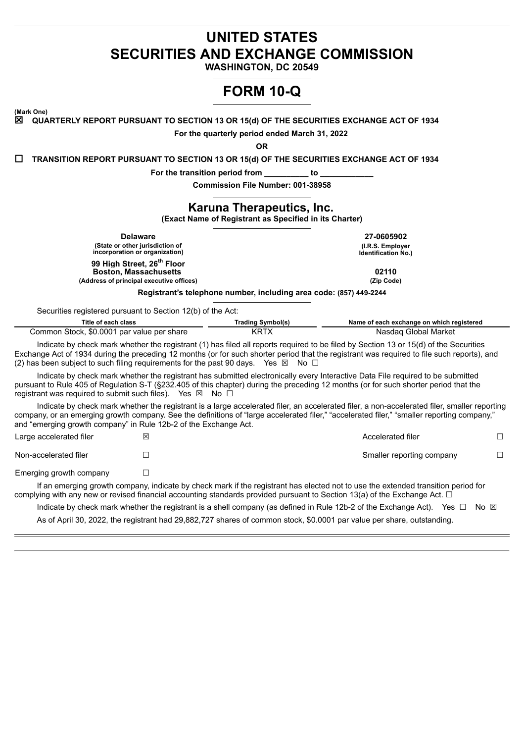# UNITED STATES
# SECURITIES AND EXCHANGE COMMISSION

**WASHINGTON, DC 20549**

# FORM 10-Q

**(Mark One)**

☒ **QUARTERLY REPORT PURSUANT TO SECTION 13 OR 15(d) OF THE SECURITIES EXCHANGE ACT OF 1934**

**For the quarterly period ended March 31, 2022**

**OR**

☐ **TRANSITION REPORT PURSUANT TO SECTION 13 OR 15(d) OF THE SECURITIES EXCHANGE ACT OF 1934**

**For the transition period from __________ to ____________**

**Commission File Number: 001-38958**

## Karuna Therapeutics, Inc.

**(Exact Name of Registrant as Specified in its Charter)**

| | |
|---|---|
| **Delaware** | **27-0605902** |
| **(State or other jurisdiction of incorporation or organization)** | **(I.R.S. Employer Identification No.)** |
| **99 High Street, 26th Floor Boston, Massachusetts** | **02110** |
| **(Address of principal executive offices)** | **(Zip Code)** |

**Registrant's telephone number, including area code: (857) 449-2244**

Securities registered pursuant to Section 12(b) of the Act:

| Title of each class | Trading Symbol(s) | Name of each exchange on which registered |
|---|---|---|
| Common Stock, $0.0001 par value per share | KRTX | Nasdaq Global Market |

Indicate by check mark whether the registrant (1) has filed all reports required to be filed by Section 13 or 15(d) of the Securities Exchange Act of 1934 during the preceding 12 months (or for such shorter period that the registrant was required to file such reports), and (2) has been subject to such filing requirements for the past 90 days. Yes ☒ No ☐

Indicate by check mark whether the registrant has submitted electronically every Interactive Data File required to be submitted pursuant to Rule 405 of Regulation S-T (§232.405 of this chapter) during the preceding 12 months (or for such shorter period that the registrant was required to submit such files). Yes ☒ No ☐

Indicate by check mark whether the registrant is a large accelerated filer, an accelerated filer, a non-accelerated filer, smaller reporting company, or an emerging growth company. See the definitions of "large accelerated filer," "accelerated filer," "smaller reporting company," and "emerging growth company" in Rule 12b-2 of the Exchange Act.

| | | | |
|---|---|---|---|
| Large accelerated filer | ☒ | Accelerated filer | ☐ |
| Non-accelerated filer | ☐ | Smaller reporting company | ☐ |
| Emerging growth company | ☐ | | |

If an emerging growth company, indicate by check mark if the registrant has elected not to use the extended transition period for complying with any new or revised financial accounting standards provided pursuant to Section 13(a) of the Exchange Act. ☐

Indicate by check mark whether the registrant is a shell company (as defined in Rule 12b-2 of the Exchange Act). Yes ☐ No ☒

As of April 30, 2022, the registrant had 29,882,727 shares of common stock, $0.0001 par value per share, outstanding.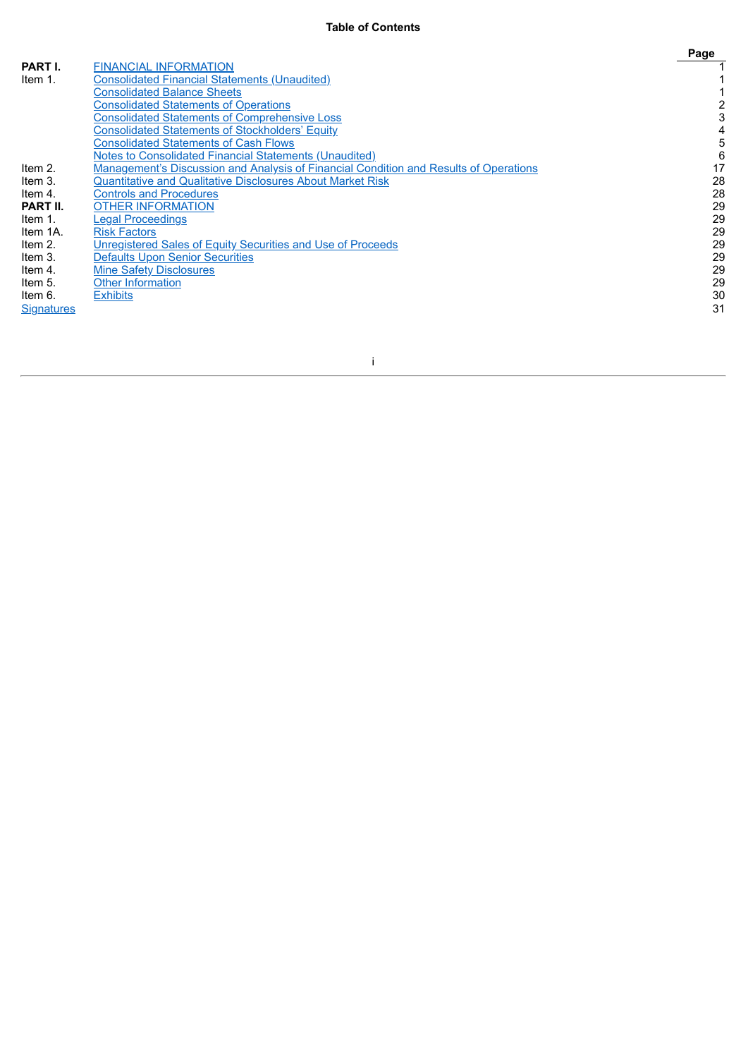## Table of Contents

| | | Page |
|---|---|---|
| **PART I.** | FINANCIAL INFORMATION | 1 |
| Item 1. | Consolidated Financial Statements (Unaudited) | 1 |
| | Consolidated Balance Sheets | 1 |
| | Consolidated Statements of Operations | 2 |
| | Consolidated Statements of Comprehensive Loss | 3 |
| | Consolidated Statements of Stockholders' Equity | 4 |
| | Consolidated Statements of Cash Flows | 5 |
| | Notes to Consolidated Financial Statements (Unaudited) | 6 |
| Item 2. | Management's Discussion and Analysis of Financial Condition and Results of Operations | 17 |
| Item 3. | Quantitative and Qualitative Disclosures About Market Risk | 28 |
| Item 4. | Controls and Procedures | 28 |
| **PART II.** | OTHER INFORMATION | 29 |
| Item 1. | Legal Proceedings | 29 |
| Item 1A. | Risk Factors | 29 |
| Item 2. | Unregistered Sales of Equity Securities and Use of Proceeds | 29 |
| Item 3. | Defaults Upon Senior Securities | 29 |
| Item 4. | Mine Safety Disclosures | 29 |
| Item 5. | Other Information | 29 |
| Item 6. | Exhibits | 30 |
| Signatures | | 31 |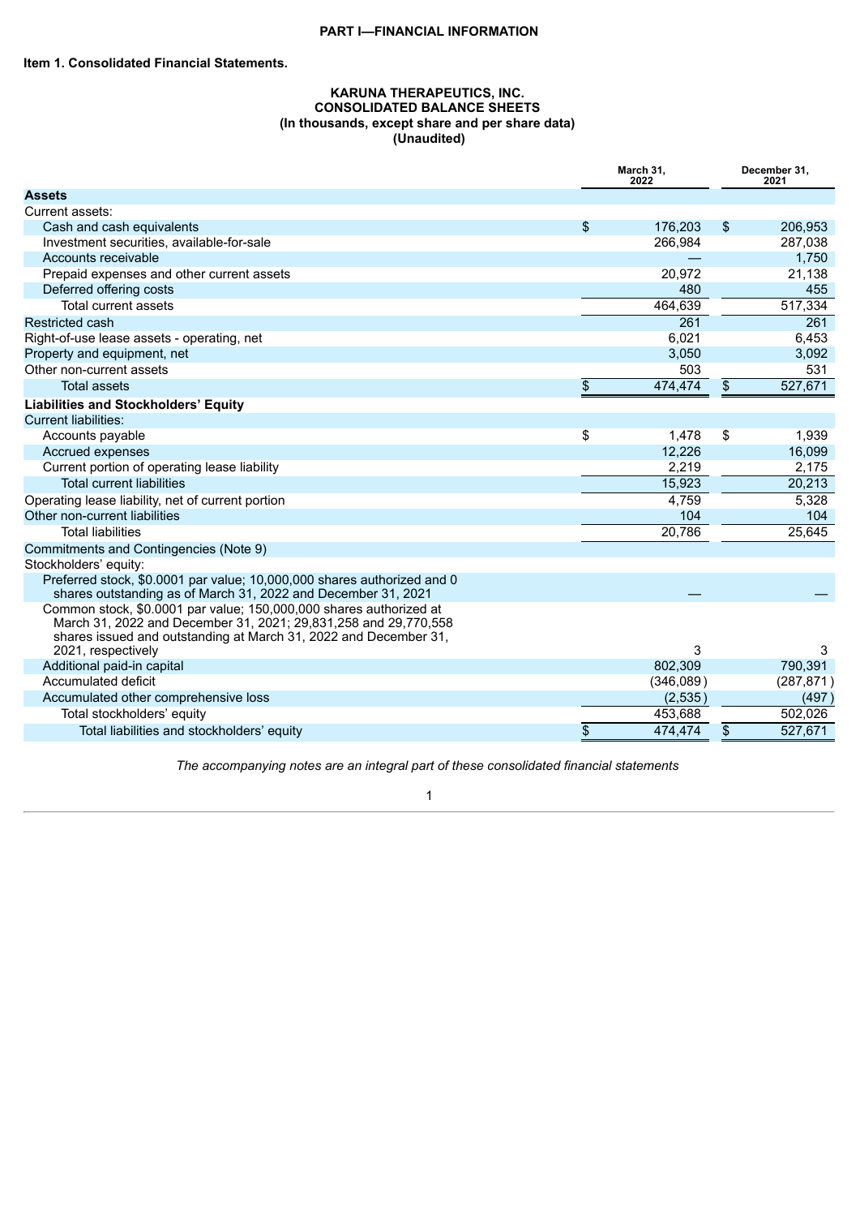# PART I—FINANCIAL INFORMATION

## Item 1. Consolidated Financial Statements.

**KARUNA THERAPEUTICS, INC.**
**CONSOLIDATED BALANCE SHEETS**
**(In thousands, except share and per share data)**
**(Unaudited)**

| | March 31, 2022 | December 31, 2021 |
|---|---|---|
| **Assets** | | |
| Current assets: | | |
| Cash and cash equivalents | $ 176,203 | $ 206,953 |
| Investment securities, available-for-sale | 266,984 | 287,038 |
| Accounts receivable | — | 1,750 |
| Prepaid expenses and other current assets | 20,972 | 21,138 |
| Deferred offering costs | 480 | 455 |
| Total current assets | 464,639 | 517,334 |
| Restricted cash | 261 | 261 |
| Right-of-use lease assets - operating, net | 6,021 | 6,453 |
| Property and equipment, net | 3,050 | 3,092 |
| Other non-current assets | 503 | 531 |
| Total assets | $ 474,474 | $ 527,671 |
| **Liabilities and Stockholders' Equity** | | |
| Current liabilities: | | |
| Accounts payable | $ 1,478 | $ 1,939 |
| Accrued expenses | 12,226 | 16,099 |
| Current portion of operating lease liability | 2,219 | 2,175 |
| Total current liabilities | 15,923 | 20,213 |
| Operating lease liability, net of current portion | 4,759 | 5,328 |
| Other non-current liabilities | 104 | 104 |
| Total liabilities | 20,786 | 25,645 |
| Commitments and Contingencies (Note 9) | | |
| Stockholders' equity: | | |
| Preferred stock, $0.0001 par value; 10,000,000 shares authorized and 0 shares outstanding as of March 31, 2022 and December 31, 2021 | — | — |
| Common stock, $0.0001 par value; 150,000,000 shares authorized at March 31, 2022 and December 31, 2021; 29,831,258 and 29,770,558 shares issued and outstanding at March 31, 2022 and December 31, 2021, respectively | 3 | 3 |
| Additional paid-in capital | 802,309 | 790,391 |
| Accumulated deficit | (346,089) | (287,871) |
| Accumulated other comprehensive loss | (2,535) | (497) |
| Total stockholders' equity | 453,688 | 502,026 |
| Total liabilities and stockholders' equity | $ 474,474 | $ 527,671 |

*The accompanying notes are an integral part of these consolidated financial statements*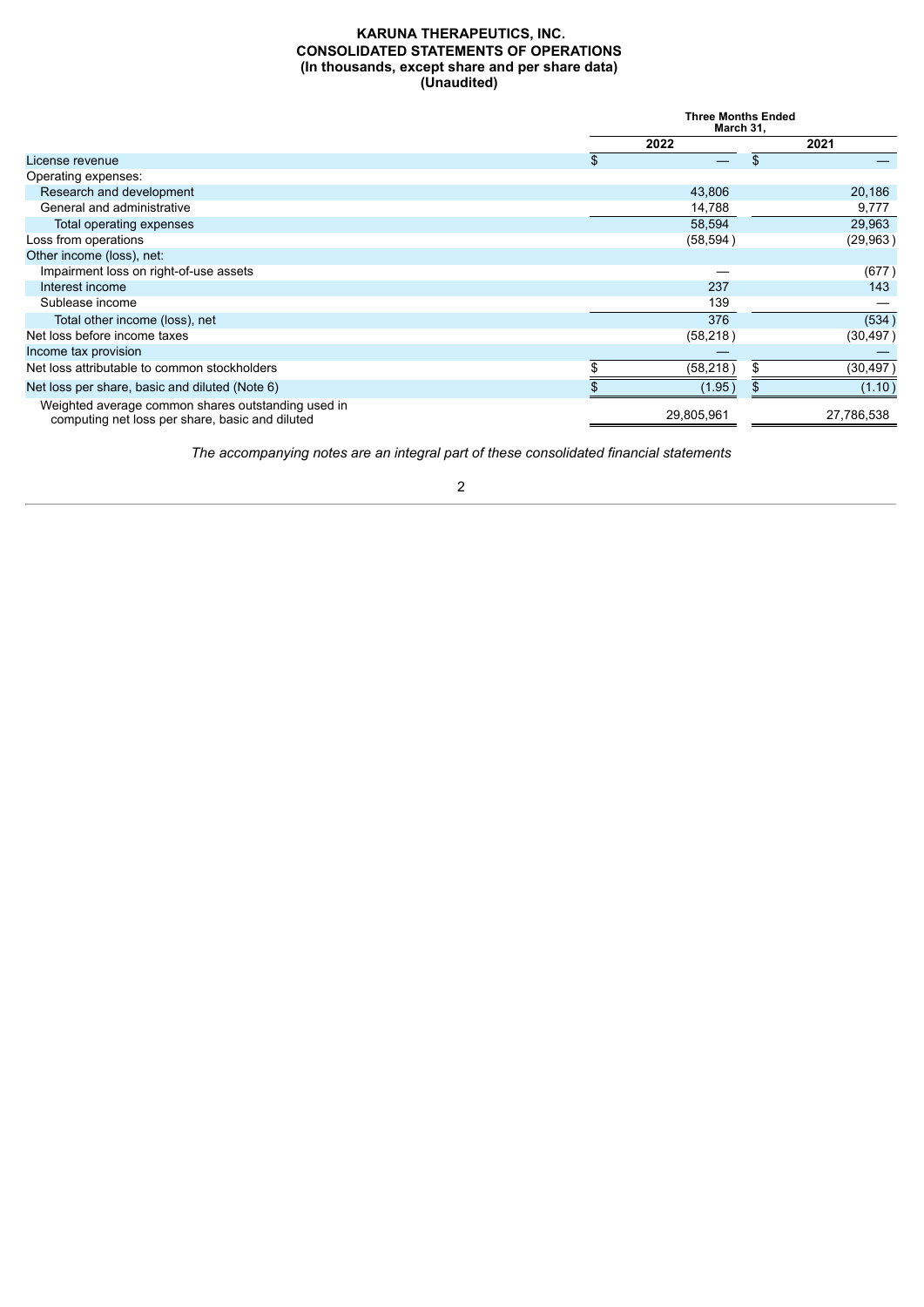**KARUNA THERAPEUTICS, INC.**
**CONSOLIDATED STATEMENTS OF OPERATIONS**
**(In thousands, except share and per share data)**
**(Unaudited)**

| | Three Months Ended March 31, | |
|---|---|---|
| | 2022 | 2021 |
| License revenue | $ — | $ — |
| Operating expenses: | | |
| Research and development | 43,806 | 20,186 |
| General and administrative | 14,788 | 9,777 |
| Total operating expenses | 58,594 | 29,963 |
| Loss from operations | (58,594) | (29,963) |
| Other income (loss), net: | | |
| Impairment loss on right-of-use assets | — | (677) |
| Interest income | 237 | 143 |
| Sublease income | 139 | — |
| Total other income (loss), net | 376 | (534) |
| Net loss before income taxes | (58,218) | (30,497) |
| Income tax provision | — | — |
| Net loss attributable to common stockholders | $ (58,218) | $ (30,497) |
| Net loss per share, basic and diluted (Note 6) | $ (1.95) | $ (1.10) |
| Weighted average common shares outstanding used in computing net loss per share, basic and diluted | 29,805,961 | 27,786,538 |

*The accompanying notes are an integral part of these consolidated financial statements*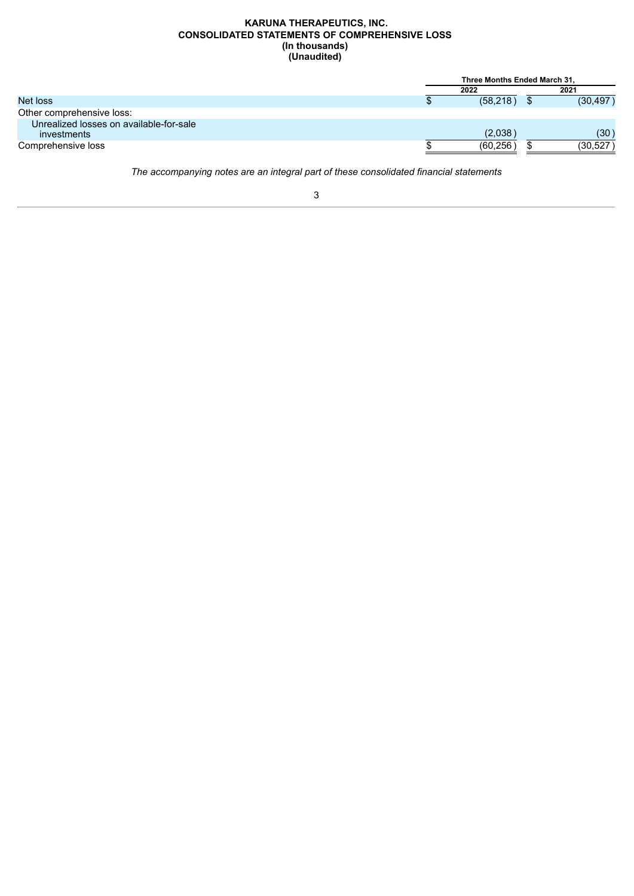**KARUNA THERAPEUTICS, INC.**
**CONSOLIDATED STATEMENTS OF COMPREHENSIVE LOSS**
**(In thousands)**
**(Unaudited)**

| | Three Months Ended March 31, | |
|---|---|---|
| | 2022 | 2021 |
| Net loss | $ (58,218) | $ (30,497) |
| Other comprehensive loss: | | |
| Unrealized losses on available-for-sale investments | (2,038) | (30) |
| Comprehensive loss | $ (60,256) | $ (30,527) |

*The accompanying notes are an integral part of these consolidated financial statements*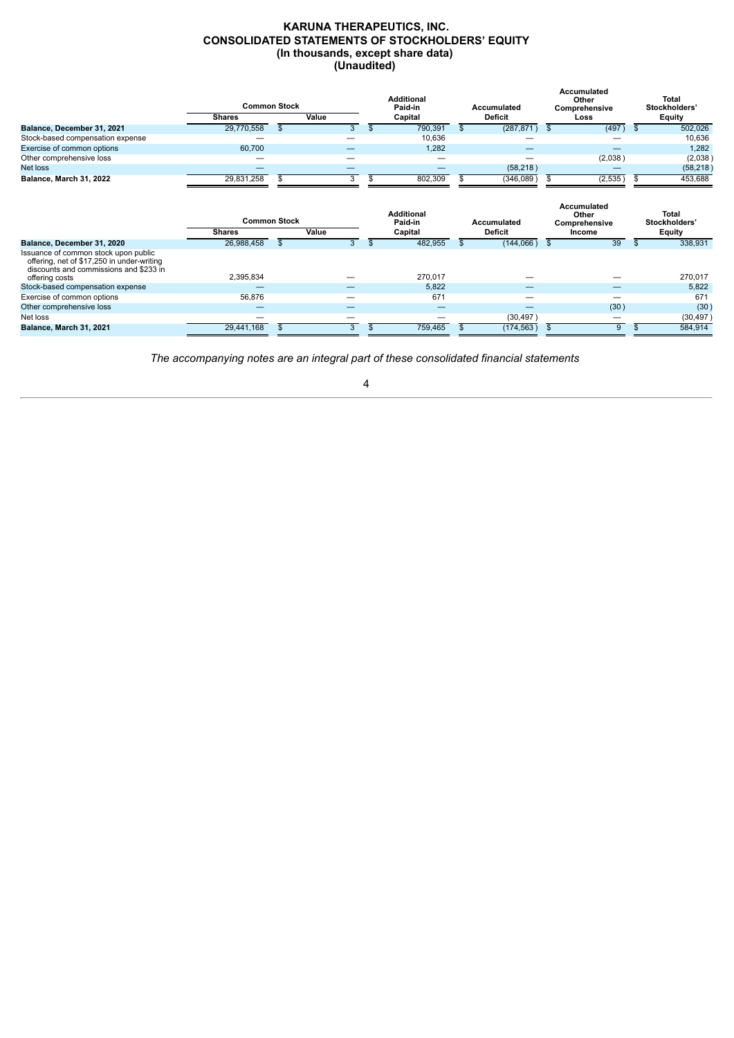# KARUNA THERAPEUTICS, INC.
## CONSOLIDATED STATEMENTS OF STOCKHOLDERS' EQUITY
### (In thousands, except share data)
### (Unaudited)

| | Common Stock | | Additional Paid-in | Accumulated | Accumulated Other Comprehensive | Total Stockholders' |
|---|---|---|---|---|---|---|
| | Shares | Value | Capital | Deficit | Loss | Equity |
| **Balance, December 31, 2021** | 29,770,558 | $ 3 | $ 790,391 | $ (287,871) | $ (497) | $ 502,026 |
| Stock-based compensation expense | — | — | 10,636 | — | — | 10,636 |
| Exercise of common options | 60,700 | — | 1,282 | — | — | 1,282 |
| Other comprehensive loss | — | — | — | — | (2,038) | (2,038) |
| Net loss | — | — | — | (58,218) | — | (58,218) |
| **Balance, March 31, 2022** | 29,831,258 | $ 3 | $ 802,309 | $ (346,089) | $ (2,535) | $ 453,688 |

| | Common Stock | | Additional Paid-in | Accumulated | Accumulated Other Comprehensive | Total Stockholders' |
|---|---|---|---|---|---|---|
| | Shares | Value | Capital | Deficit | Income | Equity |
| **Balance, December 31, 2020** | 26,988,458 | $ 3 | $ 482,955 | $ (144,066) | $ 39 | $ 338,931 |
| Issuance of common stock upon public offering, net of $17,250 in under-writing discounts and commissions and $233 in offering costs | 2,395,834 | — | 270,017 | — | — | 270,017 |
| Stock-based compensation expense | — | — | 5,822 | — | — | 5,822 |
| Exercise of common options | 56,876 | — | 671 | — | — | 671 |
| Other comprehensive loss | — | — | — | — | (30) | (30) |
| Net loss | — | — | — | (30,497) | — | (30,497) |
| **Balance, March 31, 2021** | 29,441,168 | $ 3 | $ 759,465 | $ (174,563) | $ 9 | $ 584,914 |

*The accompanying notes are an integral part of these consolidated financial statements*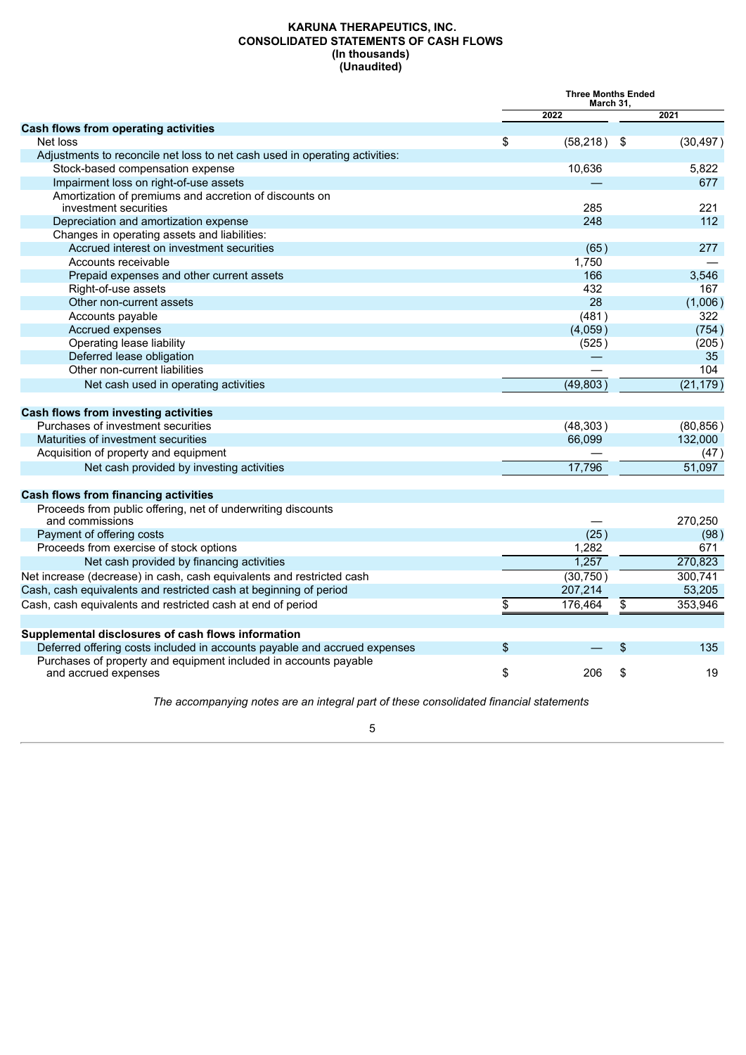**KARUNA THERAPEUTICS, INC.**
**CONSOLIDATED STATEMENTS OF CASH FLOWS**
**(In thousands)**
**(Unaudited)**

| | Three Months Ended March 31, | |
|---|---|---|
| | 2022 | 2021 |
| **Cash flows from operating activities** | | |
| Net loss | $ (58,218) | $ (30,497) |
| Adjustments to reconcile net loss to net cash used in operating activities: | | |
| Stock-based compensation expense | 10,636 | 5,822 |
| Impairment loss on right-of-use assets | — | 677 |
| Amortization of premiums and accretion of discounts on investment securities | 285 | 221 |
| Depreciation and amortization expense | 248 | 112 |
| Changes in operating assets and liabilities: | | |
| Accrued interest on investment securities | (65) | 277 |
| Accounts receivable | 1,750 | — |
| Prepaid expenses and other current assets | 166 | 3,546 |
| Right-of-use assets | 432 | 167 |
| Other non-current assets | 28 | (1,006) |
| Accounts payable | (481) | 322 |
| Accrued expenses | (4,059) | (754) |
| Operating lease liability | (525) | (205) |
| Deferred lease obligation | — | 35 |
| Other non-current liabilities | — | 104 |
| Net cash used in operating activities | (49,803) | (21,179) |
| **Cash flows from investing activities** | | |
| Purchases of investment securities | (48,303) | (80,856) |
| Maturities of investment securities | 66,099 | 132,000 |
| Acquisition of property and equipment | — | (47) |
| Net cash provided by investing activities | 17,796 | 51,097 |
| **Cash flows from financing activities** | | |
| Proceeds from public offering, net of underwriting discounts and commissions | — | 270,250 |
| Payment of offering costs | (25) | (98) |
| Proceeds from exercise of stock options | 1,282 | 671 |
| Net cash provided by financing activities | 1,257 | 270,823 |
| Net increase (decrease) in cash, cash equivalents and restricted cash | (30,750) | 300,741 |
| Cash, cash equivalents and restricted cash at beginning of period | 207,214 | 53,205 |
| Cash, cash equivalents and restricted cash at end of period | $ 176,464 | $ 353,946 |
| **Supplemental disclosures of cash flows information** | | |
| Deferred offering costs included in accounts payable and accrued expenses | $ — | $ 135 |
| Purchases of property and equipment included in accounts payable and accrued expenses | $ 206 | $ 19 |

*The accompanying notes are an integral part of these consolidated financial statements*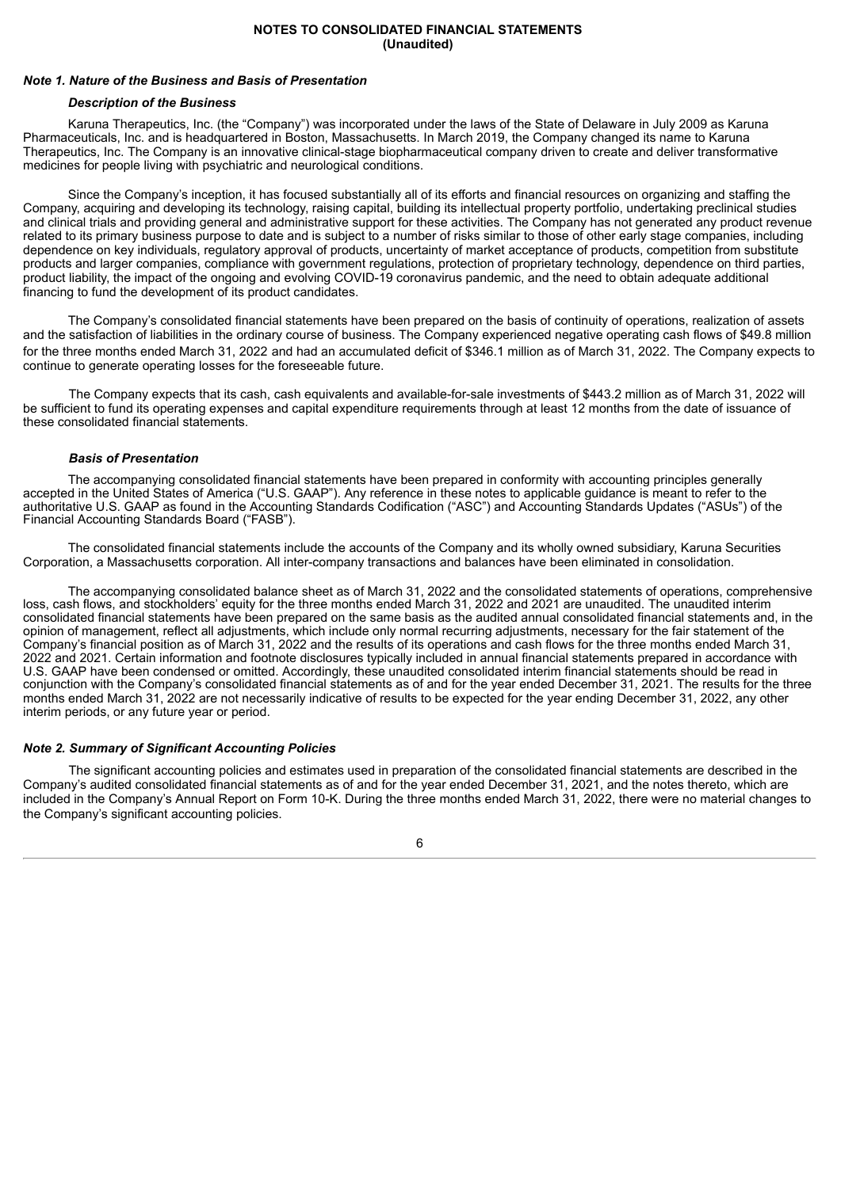**NOTES TO CONSOLIDATED FINANCIAL STATEMENTS**
**(Unaudited)**

### *Note 1. Nature of the Business and Basis of Presentation*

#### *Description of the Business*

Karuna Therapeutics, Inc. (the "Company") was incorporated under the laws of the State of Delaware in July 2009 as Karuna Pharmaceuticals, Inc. and is headquartered in Boston, Massachusetts. In March 2019, the Company changed its name to Karuna Therapeutics, Inc. The Company is an innovative clinical-stage biopharmaceutical company driven to create and deliver transformative medicines for people living with psychiatric and neurological conditions.

Since the Company's inception, it has focused substantially all of its efforts and financial resources on organizing and staffing the Company, acquiring and developing its technology, raising capital, building its intellectual property portfolio, undertaking preclinical studies and clinical trials and providing general and administrative support for these activities. The Company has not generated any product revenue related to its primary business purpose to date and is subject to a number of risks similar to those of other early stage companies, including dependence on key individuals, regulatory approval of products, uncertainty of market acceptance of products, competition from substitute products and larger companies, compliance with government regulations, protection of proprietary technology, dependence on third parties, product liability, the impact of the ongoing and evolving COVID-19 coronavirus pandemic, and the need to obtain adequate additional financing to fund the development of its product candidates.

The Company's consolidated financial statements have been prepared on the basis of continuity of operations, realization of assets and the satisfaction of liabilities in the ordinary course of business. The Company experienced negative operating cash flows of $49.8 million for the three months ended March 31, 2022 and had an accumulated deficit of $346.1 million as of March 31, 2022. The Company expects to continue to generate operating losses for the foreseeable future.

The Company expects that its cash, cash equivalents and available-for-sale investments of $443.2 million as of March 31, 2022 will be sufficient to fund its operating expenses and capital expenditure requirements through at least 12 months from the date of issuance of these consolidated financial statements.

#### *Basis of Presentation*

The accompanying consolidated financial statements have been prepared in conformity with accounting principles generally accepted in the United States of America ("U.S. GAAP"). Any reference in these notes to applicable guidance is meant to refer to the authoritative U.S. GAAP as found in the Accounting Standards Codification ("ASC") and Accounting Standards Updates ("ASUs") of the Financial Accounting Standards Board ("FASB").

The consolidated financial statements include the accounts of the Company and its wholly owned subsidiary, Karuna Securities Corporation, a Massachusetts corporation. All inter-company transactions and balances have been eliminated in consolidation.

The accompanying consolidated balance sheet as of March 31, 2022 and the consolidated statements of operations, comprehensive loss, cash flows, and stockholders' equity for the three months ended March 31, 2022 and 2021 are unaudited. The unaudited interim consolidated financial statements have been prepared on the same basis as the audited annual consolidated financial statements and, in the opinion of management, reflect all adjustments, which include only normal recurring adjustments, necessary for the fair statement of the Company's financial position as of March 31, 2022 and the results of its operations and cash flows for the three months ended March 31, 2022 and 2021. Certain information and footnote disclosures typically included in annual financial statements prepared in accordance with U.S. GAAP have been condensed or omitted. Accordingly, these unaudited consolidated interim financial statements should be read in conjunction with the Company's consolidated financial statements as of and for the year ended December 31, 2021. The results for the three months ended March 31, 2022 are not necessarily indicative of results to be expected for the year ending December 31, 2022, any other interim periods, or any future year or period.

### *Note 2. Summary of Significant Accounting Policies*

The significant accounting policies and estimates used in preparation of the consolidated financial statements are described in the Company's audited consolidated financial statements as of and for the year ended December 31, 2021, and the notes thereto, which are included in the Company's Annual Report on Form 10-K. During the three months ended March 31, 2022, there were no material changes to the Company's significant accounting policies.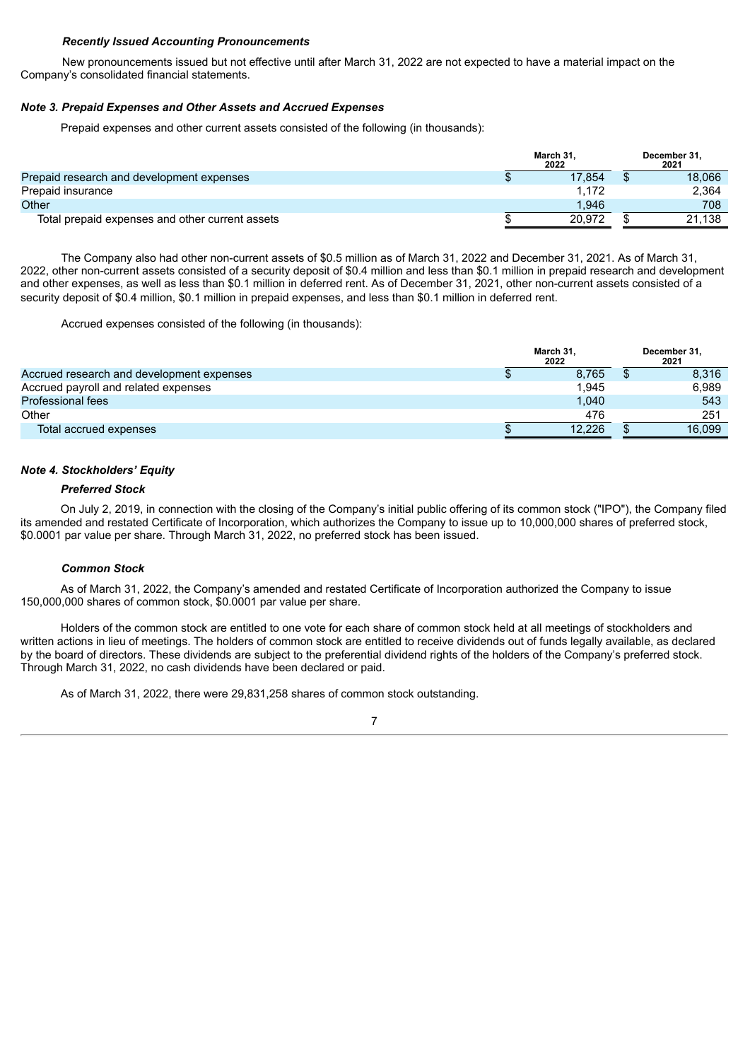***Recently Issued Accounting Pronouncements***

New pronouncements issued but not effective until after March 31, 2022 are not expected to have a material impact on the Company's consolidated financial statements.

***Note 3. Prepaid Expenses and Other Assets and Accrued Expenses***

Prepaid expenses and other current assets consisted of the following (in thousands):

| | March 31, 2022 | December 31, 2021 |
|---|---|---|
| Prepaid research and development expenses | $ 17,854 | $ 18,066 |
| Prepaid insurance | 1,172 | 2,364 |
| Other | 1,946 | 708 |
| Total prepaid expenses and other current assets | $ 20,972 | $ 21,138 |

The Company also had other non-current assets of $0.5 million as of March 31, 2022 and December 31, 2021. As of March 31, 2022, other non-current assets consisted of a security deposit of $0.4 million and less than $0.1 million in prepaid research and development and other expenses, as well as less than $0.1 million in deferred rent. As of December 31, 2021, other non-current assets consisted of a security deposit of $0.4 million, $0.1 million in prepaid expenses, and less than $0.1 million in deferred rent.

Accrued expenses consisted of the following (in thousands):

| | March 31, 2022 | December 31, 2021 |
|---|---|---|
| Accrued research and development expenses | $ 8,765 | $ 8,316 |
| Accrued payroll and related expenses | 1,945 | 6,989 |
| Professional fees | 1,040 | 543 |
| Other | 476 | 251 |
| Total accrued expenses | $ 12,226 | $ 16,099 |

***Note 4. Stockholders' Equity***

***Preferred Stock***

On July 2, 2019, in connection with the closing of the Company's initial public offering of its common stock ("IPO"), the Company filed its amended and restated Certificate of Incorporation, which authorizes the Company to issue up to 10,000,000 shares of preferred stock, $0.0001 par value per share. Through March 31, 2022, no preferred stock has been issued.

***Common Stock***

As of March 31, 2022, the Company's amended and restated Certificate of Incorporation authorized the Company to issue 150,000,000 shares of common stock, $0.0001 par value per share.

Holders of the common stock are entitled to one vote for each share of common stock held at all meetings of stockholders and written actions in lieu of meetings. The holders of common stock are entitled to receive dividends out of funds legally available, as declared by the board of directors. These dividends are subject to the preferential dividend rights of the holders of the Company's preferred stock. Through March 31, 2022, no cash dividends have been declared or paid.

As of March 31, 2022, there were 29,831,258 shares of common stock outstanding.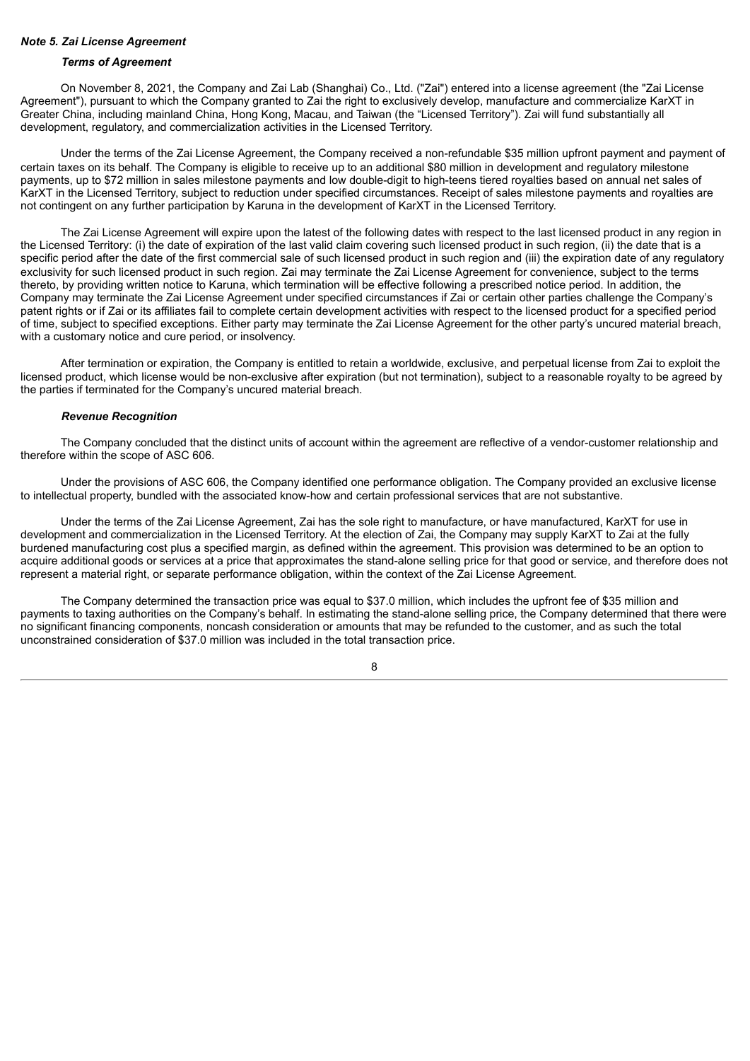### *Note 5. Zai License Agreement*

#### *Terms of Agreement*

On November 8, 2021, the Company and Zai Lab (Shanghai) Co., Ltd. ("Zai") entered into a license agreement (the "Zai License Agreement"), pursuant to which the Company granted to Zai the right to exclusively develop, manufacture and commercialize KarXT in Greater China, including mainland China, Hong Kong, Macau, and Taiwan (the "Licensed Territory"). Zai will fund substantially all development, regulatory, and commercialization activities in the Licensed Territory.

Under the terms of the Zai License Agreement, the Company received a non-refundable $35 million upfront payment and payment of certain taxes on its behalf. The Company is eligible to receive up to an additional $80 million in development and regulatory milestone payments, up to $72 million in sales milestone payments and low double-digit to high-teens tiered royalties based on annual net sales of KarXT in the Licensed Territory, subject to reduction under specified circumstances. Receipt of sales milestone payments and royalties are not contingent on any further participation by Karuna in the development of KarXT in the Licensed Territory.

The Zai License Agreement will expire upon the latest of the following dates with respect to the last licensed product in any region in the Licensed Territory: (i) the date of expiration of the last valid claim covering such licensed product in such region, (ii) the date that is a specific period after the date of the first commercial sale of such licensed product in such region and (iii) the expiration date of any regulatory exclusivity for such licensed product in such region. Zai may terminate the Zai License Agreement for convenience, subject to the terms thereto, by providing written notice to Karuna, which termination will be effective following a prescribed notice period. In addition, the Company may terminate the Zai License Agreement under specified circumstances if Zai or certain other parties challenge the Company's patent rights or if Zai or its affiliates fail to complete certain development activities with respect to the licensed product for a specified period of time, subject to specified exceptions. Either party may terminate the Zai License Agreement for the other party's uncured material breach, with a customary notice and cure period, or insolvency.

After termination or expiration, the Company is entitled to retain a worldwide, exclusive, and perpetual license from Zai to exploit the licensed product, which license would be non-exclusive after expiration (but not termination), subject to a reasonable royalty to be agreed by the parties if terminated for the Company's uncured material breach.

#### *Revenue Recognition*

The Company concluded that the distinct units of account within the agreement are reflective of a vendor-customer relationship and therefore within the scope of ASC 606.

Under the provisions of ASC 606, the Company identified one performance obligation. The Company provided an exclusive license to intellectual property, bundled with the associated know-how and certain professional services that are not substantive.

Under the terms of the Zai License Agreement, Zai has the sole right to manufacture, or have manufactured, KarXT for use in development and commercialization in the Licensed Territory. At the election of Zai, the Company may supply KarXT to Zai at the fully burdened manufacturing cost plus a specified margin, as defined within the agreement. This provision was determined to be an option to acquire additional goods or services at a price that approximates the stand-alone selling price for that good or service, and therefore does not represent a material right, or separate performance obligation, within the context of the Zai License Agreement.

The Company determined the transaction price was equal to $37.0 million, which includes the upfront fee of $35 million and payments to taxing authorities on the Company's behalf. In estimating the stand-alone selling price, the Company determined that there were no significant financing components, noncash consideration or amounts that may be refunded to the customer, and as such the total unconstrained consideration of $37.0 million was included in the total transaction price.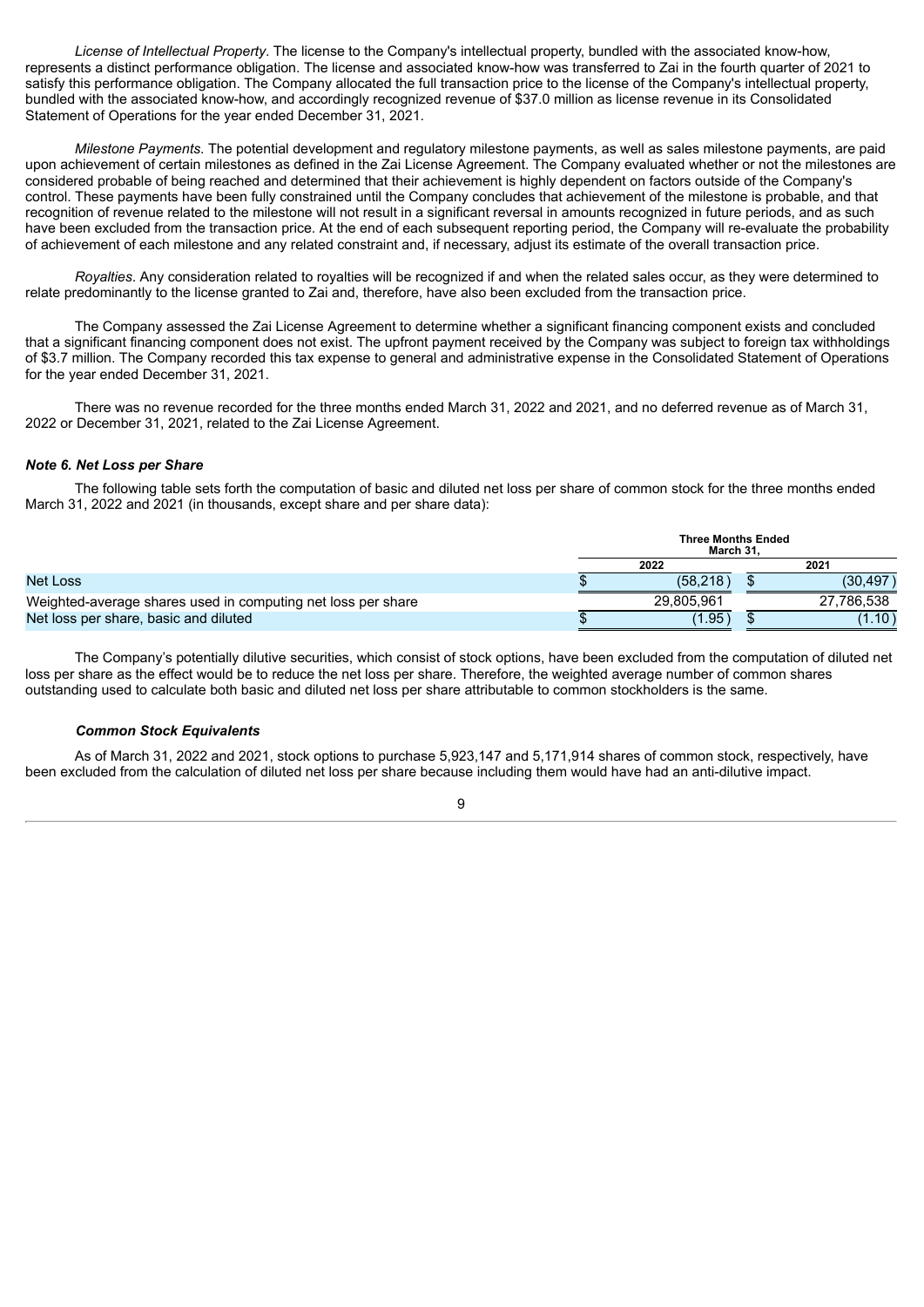*License of Intellectual Property*. The license to the Company's intellectual property, bundled with the associated know-how, represents a distinct performance obligation. The license and associated know-how was transferred to Zai in the fourth quarter of 2021 to satisfy this performance obligation. The Company allocated the full transaction price to the license of the Company's intellectual property, bundled with the associated know-how, and accordingly recognized revenue of $37.0 million as license revenue in its Consolidated Statement of Operations for the year ended December 31, 2021.

*Milestone Payments*. The potential development and regulatory milestone payments, as well as sales milestone payments, are paid upon achievement of certain milestones as defined in the Zai License Agreement. The Company evaluated whether or not the milestones are considered probable of being reached and determined that their achievement is highly dependent on factors outside of the Company's control. These payments have been fully constrained until the Company concludes that achievement of the milestone is probable, and that recognition of revenue related to the milestone will not result in a significant reversal in amounts recognized in future periods, and as such have been excluded from the transaction price. At the end of each subsequent reporting period, the Company will re-evaluate the probability of achievement of each milestone and any related constraint and, if necessary, adjust its estimate of the overall transaction price.

*Royalties*. Any consideration related to royalties will be recognized if and when the related sales occur, as they were determined to relate predominantly to the license granted to Zai and, therefore, have also been excluded from the transaction price.

The Company assessed the Zai License Agreement to determine whether a significant financing component exists and concluded that a significant financing component does not exist. The upfront payment received by the Company was subject to foreign tax withholdings of $3.7 million. The Company recorded this tax expense to general and administrative expense in the Consolidated Statement of Operations for the year ended December 31, 2021.

There was no revenue recorded for the three months ended March 31, 2022 and 2021, and no deferred revenue as of March 31, 2022 or December 31, 2021, related to the Zai License Agreement.

### *Note 6. Net Loss per Share*

The following table sets forth the computation of basic and diluted net loss per share of common stock for the three months ended March 31, 2022 and 2021 (in thousands, except share and per share data):

| | Three Months Ended March 31, | |
|---|---|---|
| | 2022 | 2021 |
| Net Loss | $ (58,218) | $ (30,497) |
| Weighted-average shares used in computing net loss per share | 29,805,961 | 27,786,538 |
| Net loss per share, basic and diluted | $ (1.95) | $ (1.10) |

The Company's potentially dilutive securities, which consist of stock options, have been excluded from the computation of diluted net loss per share as the effect would be to reduce the net loss per share. Therefore, the weighted average number of common shares outstanding used to calculate both basic and diluted net loss per share attributable to common stockholders is the same.

#### *Common Stock Equivalents*

As of March 31, 2022 and 2021, stock options to purchase 5,923,147 and 5,171,914 shares of common stock, respectively, have been excluded from the calculation of diluted net loss per share because including them would have had an anti-dilutive impact.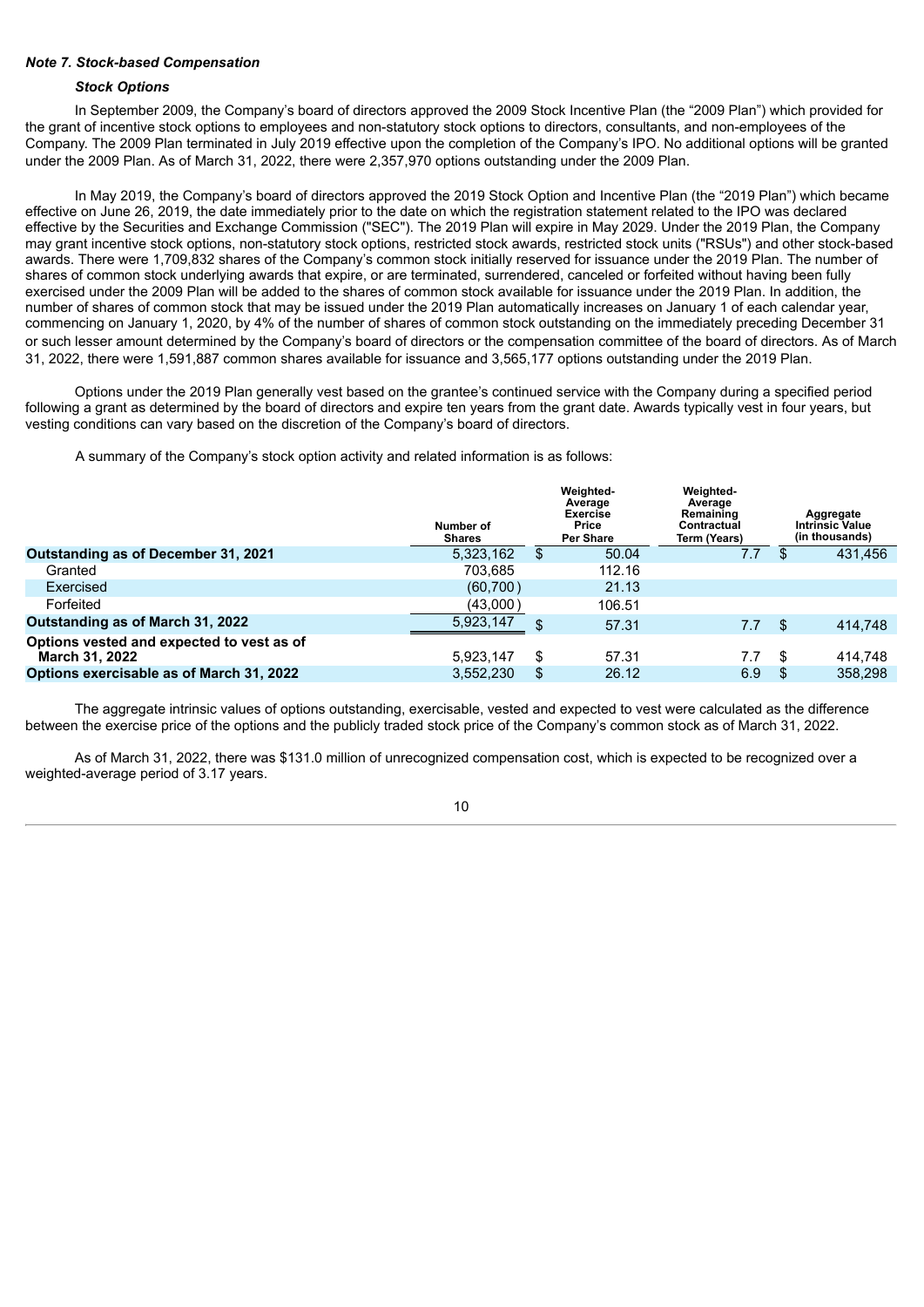***Note 7. Stock-based Compensation***

***Stock Options***

In September 2009, the Company's board of directors approved the 2009 Stock Incentive Plan (the "2009 Plan") which provided for the grant of incentive stock options to employees and non-statutory stock options to directors, consultants, and non-employees of the Company. The 2009 Plan terminated in July 2019 effective upon the completion of the Company's IPO. No additional options will be granted under the 2009 Plan. As of March 31, 2022, there were 2,357,970 options outstanding under the 2009 Plan.

In May 2019, the Company's board of directors approved the 2019 Stock Option and Incentive Plan (the "2019 Plan") which became effective on June 26, 2019, the date immediately prior to the date on which the registration statement related to the IPO was declared effective by the Securities and Exchange Commission ("SEC"). The 2019 Plan will expire in May 2029. Under the 2019 Plan, the Company may grant incentive stock options, non-statutory stock options, restricted stock awards, restricted stock units ("RSUs") and other stock-based awards. There were 1,709,832 shares of the Company's common stock initially reserved for issuance under the 2019 Plan. The number of shares of common stock underlying awards that expire, or are terminated, surrendered, canceled or forfeited without having been fully exercised under the 2009 Plan will be added to the shares of common stock available for issuance under the 2019 Plan. In addition, the number of shares of common stock that may be issued under the 2019 Plan automatically increases on January 1 of each calendar year, commencing on January 1, 2020, by 4% of the number of shares of common stock outstanding on the immediately preceding December 31 or such lesser amount determined by the Company's board of directors or the compensation committee of the board of directors. As of March 31, 2022, there were 1,591,887 common shares available for issuance and 3,565,177 options outstanding under the 2019 Plan.

Options under the 2019 Plan generally vest based on the grantee's continued service with the Company during a specified period following a grant as determined by the board of directors and expire ten years from the grant date. Awards typically vest in four years, but vesting conditions can vary based on the discretion of the Company's board of directors.

A summary of the Company's stock option activity and related information is as follows:

| | Number of Shares | Weighted-Average Exercise Price Per Share | Weighted-Average Remaining Contractual Term (Years) | Aggregate Intrinsic Value (in thousands) |
|---|---|---|---|---|
| **Outstanding as of December 31, 2021** | 5,323,162 | $ 50.04 | 7.7 | $ 431,456 |
| Granted | 703,685 | 112.16 | | |
| Exercised | (60,700) | 21.13 | | |
| Forfeited | (43,000) | 106.51 | | |
| **Outstanding as of March 31, 2022** | 5,923,147 | $ 57.31 | 7.7 | $ 414,748 |
| **Options vested and expected to vest as of March 31, 2022** | 5,923,147 | $ 57.31 | 7.7 | $ 414,748 |
| **Options exercisable as of March 31, 2022** | 3,552,230 | $ 26.12 | 6.9 | $ 358,298 |

The aggregate intrinsic values of options outstanding, exercisable, vested and expected to vest were calculated as the difference between the exercise price of the options and the publicly traded stock price of the Company's common stock as of March 31, 2022.

As of March 31, 2022, there was $131.0 million of unrecognized compensation cost, which is expected to be recognized over a weighted-average period of 3.17 years.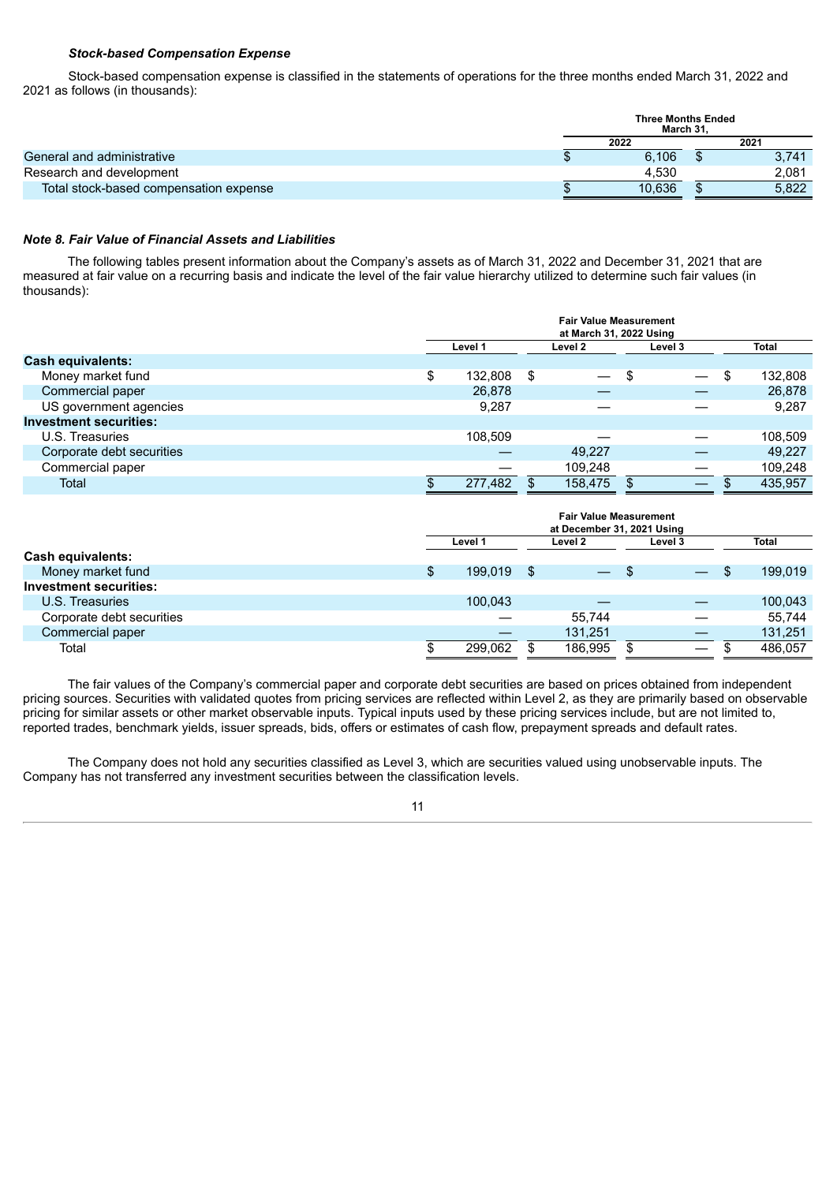***Stock-based Compensation Expense***

Stock-based compensation expense is classified in the statements of operations for the three months ended March 31, 2022 and 2021 as follows (in thousands):

| | Three Months Ended March 31, | |
|---|---|---|
| | 2022 | 2021 |
| General and administrative | $ 6,106 | $ 3,741 |
| Research and development | 4,530 | 2,081 |
| Total stock-based compensation expense | $ 10,636 | $ 5,822 |

***Note 8. Fair Value of Financial Assets and Liabilities***

The following tables present information about the Company's assets as of March 31, 2022 and December 31, 2021 that are measured at fair value on a recurring basis and indicate the level of the fair value hierarchy utilized to determine such fair values (in thousands):

| | Fair Value Measurement at March 31, 2022 Using | | | |
|---|---|---|---|---|
| | Level 1 | Level 2 | Level 3 | Total |
| **Cash equivalents:** | | | | |
| Money market fund | $ 132,808 | $ — | $ — | $ 132,808 |
| Commercial paper | 26,878 | — | — | 26,878 |
| US government agencies | 9,287 | — | — | 9,287 |
| **Investment securities:** | | | | |
| U.S. Treasuries | 108,509 | — | — | 108,509 |
| Corporate debt securities | — | 49,227 | — | 49,227 |
| Commercial paper | — | 109,248 | — | 109,248 |
| Total | $ 277,482 | $ 158,475 | $ — | $ 435,957 |

| | Fair Value Measurement at December 31, 2021 Using | | | |
|---|---|---|---|---|
| | Level 1 | Level 2 | Level 3 | Total |
| **Cash equivalents:** | | | | |
| Money market fund | $ 199,019 | $ — | $ — | $ 199,019 |
| **Investment securities:** | | | | |
| U.S. Treasuries | 100,043 | — | — | 100,043 |
| Corporate debt securities | — | 55,744 | — | 55,744 |
| Commercial paper | — | 131,251 | — | 131,251 |
| Total | $ 299,062 | $ 186,995 | $ — | $ 486,057 |

The fair values of the Company's commercial paper and corporate debt securities are based on prices obtained from independent pricing sources. Securities with validated quotes from pricing services are reflected within Level 2, as they are primarily based on observable pricing for similar assets or other market observable inputs. Typical inputs used by these pricing services include, but are not limited to, reported trades, benchmark yields, issuer spreads, bids, offers or estimates of cash flow, prepayment spreads and default rates.

The Company does not hold any securities classified as Level 3, which are securities valued using unobservable inputs. The Company has not transferred any investment securities between the classification levels.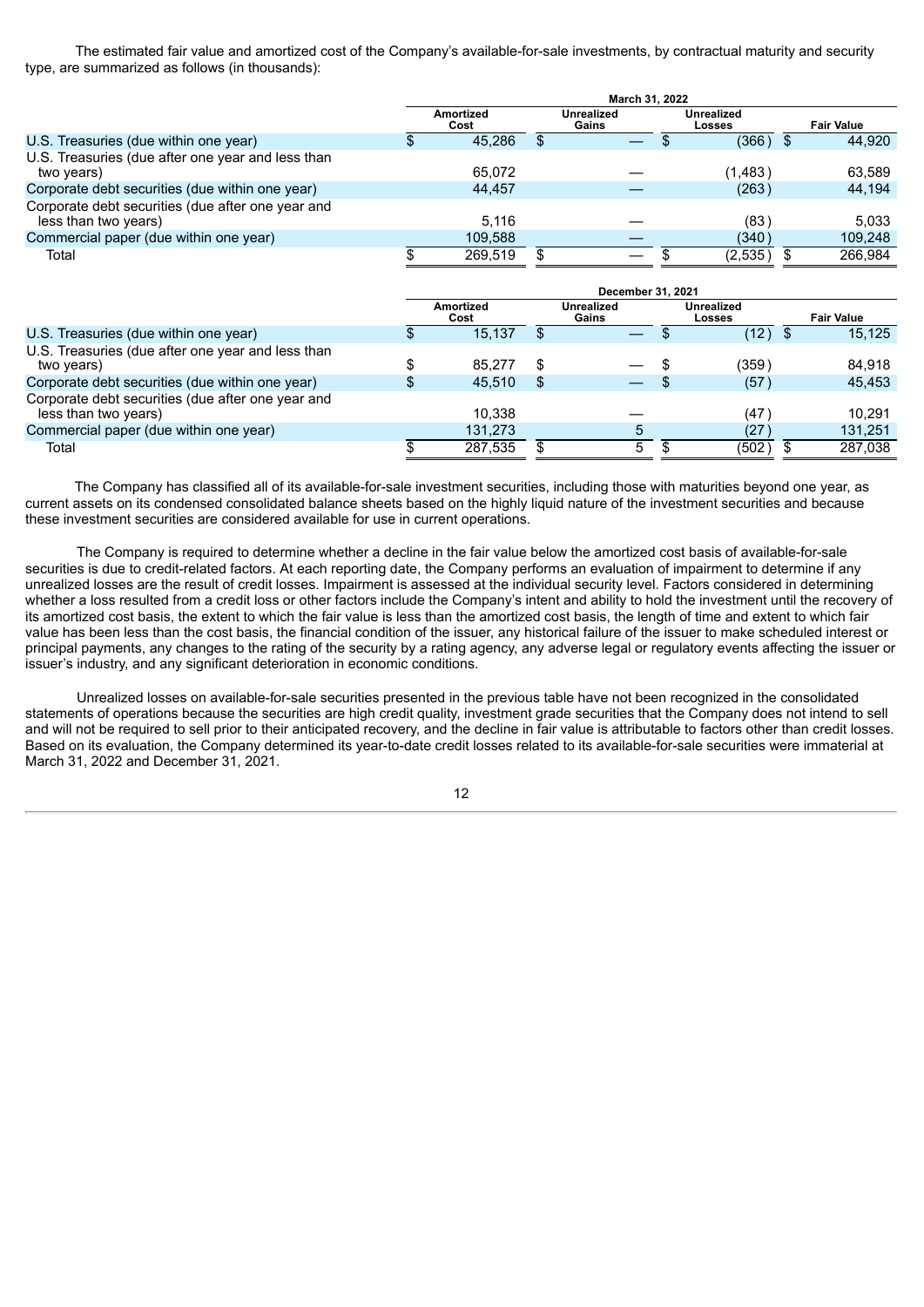The estimated fair value and amortized cost of the Company's available-for-sale investments, by contractual maturity and security type, are summarized as follows (in thousands):

| | March 31, 2022 | | | |
|---|---|---|---|---|
| | Amortized Cost | Unrealized Gains | Unrealized Losses | Fair Value |
| U.S. Treasuries (due within one year) | $ 45,286 | $ — | $ (366) | $ 44,920 |
| U.S. Treasuries (due after one year and less than two years) | 65,072 | — | (1,483) | 63,589 |
| Corporate debt securities (due within one year) | 44,457 | — | (263) | 44,194 |
| Corporate debt securities (due after one year and less than two years) | 5,116 | — | (83) | 5,033 |
| Commercial paper (due within one year) | 109,588 | — | (340) | 109,248 |
| Total | $ 269,519 | $ — | $ (2,535) | $ 266,984 |

| | December 31, 2021 | | | |
|---|---|---|---|---|
| | Amortized Cost | Unrealized Gains | Unrealized Losses | Fair Value |
| U.S. Treasuries (due within one year) | $ 15,137 | $ — | $ (12) | $ 15,125 |
| U.S. Treasuries (due after one year and less than two years) | $ 85,277 | $ — | $ (359) | 84,918 |
| Corporate debt securities (due within one year) | $ 45,510 | $ — | $ (57) | 45,453 |
| Corporate debt securities (due after one year and less than two years) | 10,338 | — | (47) | 10,291 |
| Commercial paper (due within one year) | 131,273 | 5 | (27) | 131,251 |
| Total | $ 287,535 | $ 5 | $ (502) | $ 287,038 |

The Company has classified all of its available-for-sale investment securities, including those with maturities beyond one year, as current assets on its condensed consolidated balance sheets based on the highly liquid nature of the investment securities and because these investment securities are considered available for use in current operations.

The Company is required to determine whether a decline in the fair value below the amortized cost basis of available-for-sale securities is due to credit-related factors. At each reporting date, the Company performs an evaluation of impairment to determine if any unrealized losses are the result of credit losses. Impairment is assessed at the individual security level. Factors considered in determining whether a loss resulted from a credit loss or other factors include the Company's intent and ability to hold the investment until the recovery of its amortized cost basis, the extent to which the fair value is less than the amortized cost basis, the length of time and extent to which fair value has been less than the cost basis, the financial condition of the issuer, any historical failure of the issuer to make scheduled interest or principal payments, any changes to the rating of the security by a rating agency, any adverse legal or regulatory events affecting the issuer or issuer's industry, and any significant deterioration in economic conditions.

Unrealized losses on available-for-sale securities presented in the previous table have not been recognized in the consolidated statements of operations because the securities are high credit quality, investment grade securities that the Company does not intend to sell and will not be required to sell prior to their anticipated recovery, and the decline in fair value is attributable to factors other than credit losses. Based on its evaluation, the Company determined its year-to-date credit losses related to its available-for-sale securities were immaterial at March 31, 2022 and December 31, 2021.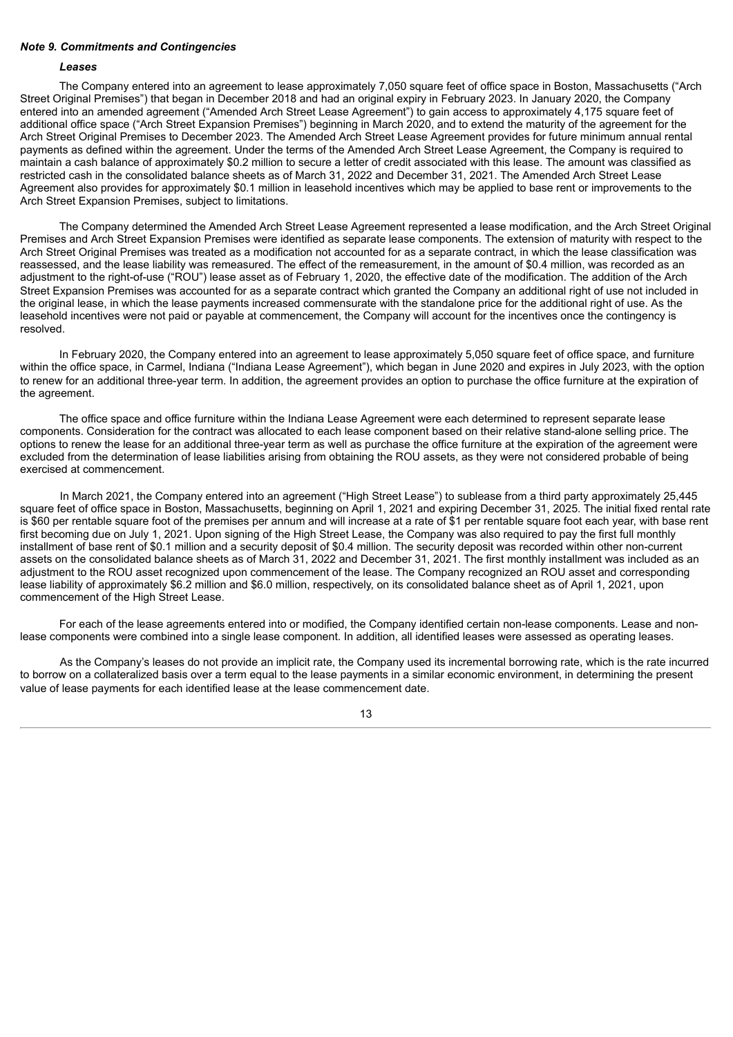***Note 9. Commitments and Contingencies***

***Leases***

The Company entered into an agreement to lease approximately 7,050 square feet of office space in Boston, Massachusetts ("Arch Street Original Premises") that began in December 2018 and had an original expiry in February 2023. In January 2020, the Company entered into an amended agreement ("Amended Arch Street Lease Agreement") to gain access to approximately 4,175 square feet of additional office space ("Arch Street Expansion Premises") beginning in March 2020, and to extend the maturity of the agreement for the Arch Street Original Premises to December 2023. The Amended Arch Street Lease Agreement provides for future minimum annual rental payments as defined within the agreement. Under the terms of the Amended Arch Street Lease Agreement, the Company is required to maintain a cash balance of approximately $0.2 million to secure a letter of credit associated with this lease. The amount was classified as restricted cash in the consolidated balance sheets as of March 31, 2022 and December 31, 2021. The Amended Arch Street Lease Agreement also provides for approximately $0.1 million in leasehold incentives which may be applied to base rent or improvements to the Arch Street Expansion Premises, subject to limitations.

The Company determined the Amended Arch Street Lease Agreement represented a lease modification, and the Arch Street Original Premises and Arch Street Expansion Premises were identified as separate lease components. The extension of maturity with respect to the Arch Street Original Premises was treated as a modification not accounted for as a separate contract, in which the lease classification was reassessed, and the lease liability was remeasured. The effect of the remeasurement, in the amount of $0.4 million, was recorded as an adjustment to the right-of-use ("ROU") lease asset as of February 1, 2020, the effective date of the modification. The addition of the Arch Street Expansion Premises was accounted for as a separate contract which granted the Company an additional right of use not included in the original lease, in which the lease payments increased commensurate with the standalone price for the additional right of use. As the leasehold incentives were not paid or payable at commencement, the Company will account for the incentives once the contingency is resolved.

In February 2020, the Company entered into an agreement to lease approximately 5,050 square feet of office space, and furniture within the office space, in Carmel, Indiana ("Indiana Lease Agreement"), which began in June 2020 and expires in July 2023, with the option to renew for an additional three-year term. In addition, the agreement provides an option to purchase the office furniture at the expiration of the agreement.

The office space and office furniture within the Indiana Lease Agreement were each determined to represent separate lease components. Consideration for the contract was allocated to each lease component based on their relative stand-alone selling price. The options to renew the lease for an additional three-year term as well as purchase the office furniture at the expiration of the agreement were excluded from the determination of lease liabilities arising from obtaining the ROU assets, as they were not considered probable of being exercised at commencement.

In March 2021, the Company entered into an agreement ("High Street Lease") to sublease from a third party approximately 25,445 square feet of office space in Boston, Massachusetts, beginning on April 1, 2021 and expiring December 31, 2025. The initial fixed rental rate is $60 per rentable square foot of the premises per annum and will increase at a rate of $1 per rentable square foot each year, with base rent first becoming due on July 1, 2021. Upon signing of the High Street Lease, the Company was also required to pay the first full monthly installment of base rent of $0.1 million and a security deposit of $0.4 million. The security deposit was recorded within other non-current assets on the consolidated balance sheets as of March 31, 2022 and December 31, 2021. The first monthly installment was included as an adjustment to the ROU asset recognized upon commencement of the lease. The Company recognized an ROU asset and corresponding lease liability of approximately $6.2 million and $6.0 million, respectively, on its consolidated balance sheet as of April 1, 2021, upon commencement of the High Street Lease.

For each of the lease agreements entered into or modified, the Company identified certain non-lease components. Lease and non-lease components were combined into a single lease component. In addition, all identified leases were assessed as operating leases.

As the Company's leases do not provide an implicit rate, the Company used its incremental borrowing rate, which is the rate incurred to borrow on a collateralized basis over a term equal to the lease payments in a similar economic environment, in determining the present value of lease payments for each identified lease at the lease commencement date.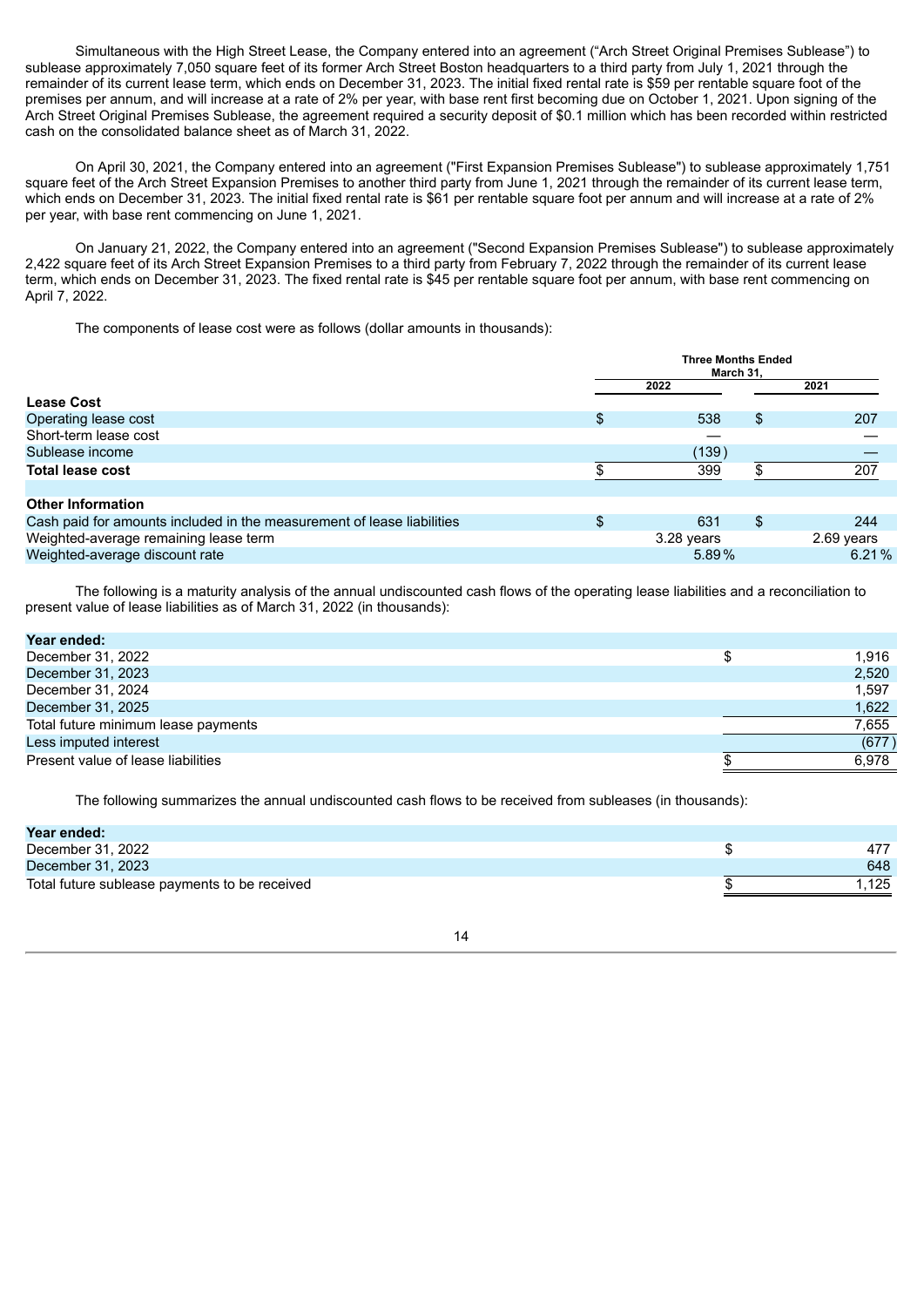Simultaneous with the High Street Lease, the Company entered into an agreement ("Arch Street Original Premises Sublease") to sublease approximately 7,050 square feet of its former Arch Street Boston headquarters to a third party from July 1, 2021 through the remainder of its current lease term, which ends on December 31, 2023. The initial fixed rental rate is $59 per rentable square foot of the premises per annum, and will increase at a rate of 2% per year, with base rent first becoming due on October 1, 2021. Upon signing of the Arch Street Original Premises Sublease, the agreement required a security deposit of $0.1 million which has been recorded within restricted cash on the consolidated balance sheet as of March 31, 2022.

On April 30, 2021, the Company entered into an agreement ("First Expansion Premises Sublease") to sublease approximately 1,751 square feet of the Arch Street Expansion Premises to another third party from June 1, 2021 through the remainder of its current lease term, which ends on December 31, 2023. The initial fixed rental rate is $61 per rentable square foot per annum and will increase at a rate of 2% per year, with base rent commencing on June 1, 2021.

On January 21, 2022, the Company entered into an agreement ("Second Expansion Premises Sublease") to sublease approximately 2,422 square feet of its Arch Street Expansion Premises to a third party from February 7, 2022 through the remainder of its current lease term, which ends on December 31, 2023. The fixed rental rate is $45 per rentable square foot per annum, with base rent commencing on April 7, 2022.

The components of lease cost were as follows (dollar amounts in thousands):

| | Three Months Ended March 31, | |
|---|---|---|
| | 2022 | 2021 |
| **Lease Cost** | | |
| Operating lease cost | $ 538 | $ 207 |
| Short-term lease cost | — | — |
| Sublease income | (139) | — |
| **Total lease cost** | $ 399 | $ 207 |
| | | |
| **Other Information** | | |
| Cash paid for amounts included in the measurement of lease liabilities | $ 631 | $ 244 |
| Weighted-average remaining lease term | 3.28 years | 2.69 years |
| Weighted-average discount rate | 5.89 % | 6.21 % |

The following is a maturity analysis of the annual undiscounted cash flows of the operating lease liabilities and a reconciliation to present value of lease liabilities as of March 31, 2022 (in thousands):

| Year ended: | |
|---|---|
| December 31, 2022 | $ 1,916 |
| December 31, 2023 | 2,520 |
| December 31, 2024 | 1,597 |
| December 31, 2025 | 1,622 |
| Total future minimum lease payments | 7,655 |
| Less imputed interest | (677) |
| Present value of lease liabilities | $ 6,978 |

The following summarizes the annual undiscounted cash flows to be received from subleases (in thousands):

| Year ended: | |
|---|---|
| December 31, 2022 | $ 477 |
| December 31, 2023 | 648 |
| Total future sublease payments to be received | $ 1,125 |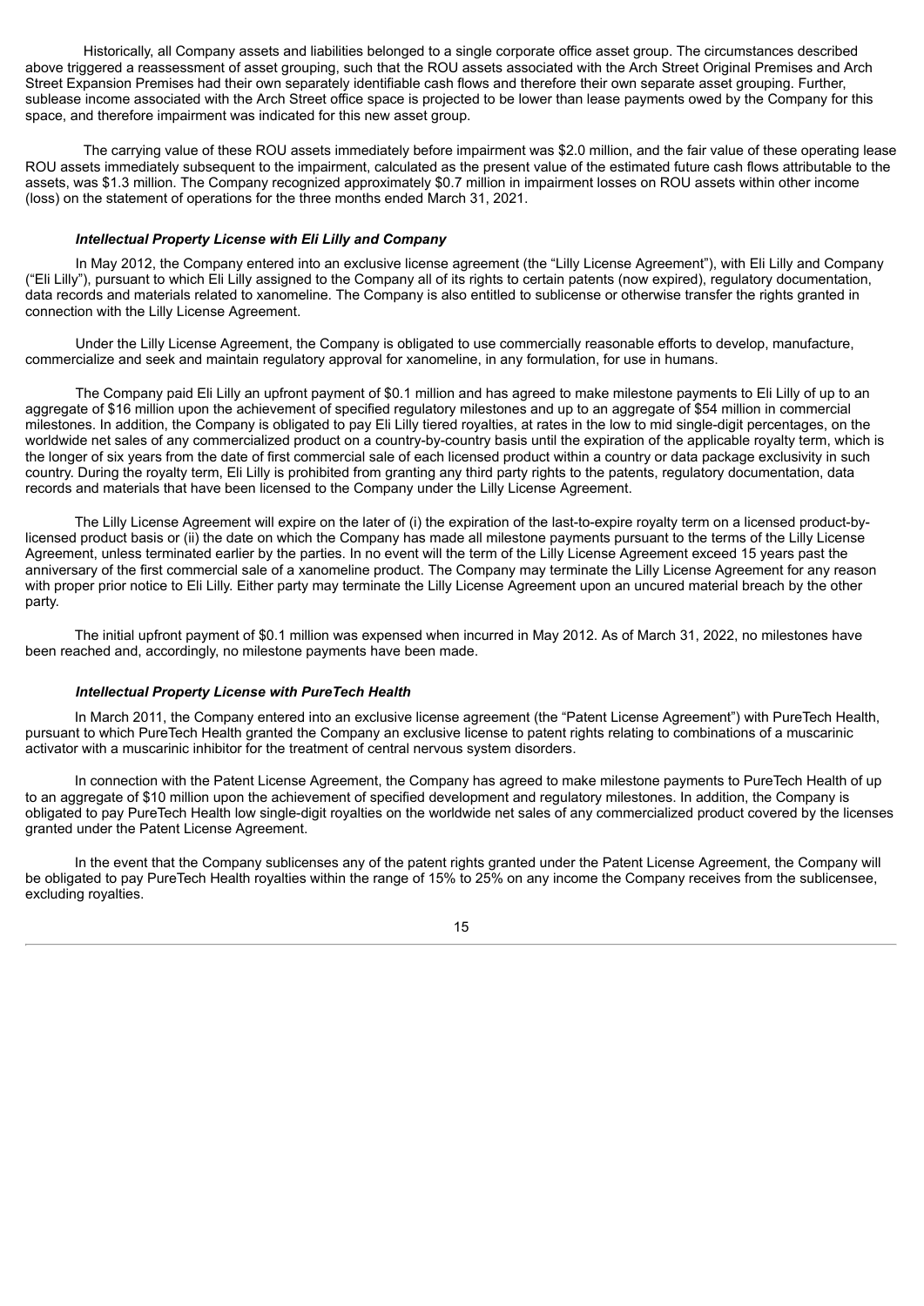Historically, all Company assets and liabilities belonged to a single corporate office asset group. The circumstances described above triggered a reassessment of asset grouping, such that the ROU assets associated with the Arch Street Original Premises and Arch Street Expansion Premises had their own separately identifiable cash flows and therefore their own separate asset grouping. Further, sublease income associated with the Arch Street office space is projected to be lower than lease payments owed by the Company for this space, and therefore impairment was indicated for this new asset group.

The carrying value of these ROU assets immediately before impairment was $2.0 million, and the fair value of these operating lease ROU assets immediately subsequent to the impairment, calculated as the present value of the estimated future cash flows attributable to the assets, was $1.3 million. The Company recognized approximately $0.7 million in impairment losses on ROU assets within other income (loss) on the statement of operations for the three months ended March 31, 2021.

***Intellectual Property License with Eli Lilly and Company***

In May 2012, the Company entered into an exclusive license agreement (the "Lilly License Agreement"), with Eli Lilly and Company ("Eli Lilly"), pursuant to which Eli Lilly assigned to the Company all of its rights to certain patents (now expired), regulatory documentation, data records and materials related to xanomeline. The Company is also entitled to sublicense or otherwise transfer the rights granted in connection with the Lilly License Agreement.

Under the Lilly License Agreement, the Company is obligated to use commercially reasonable efforts to develop, manufacture, commercialize and seek and maintain regulatory approval for xanomeline, in any formulation, for use in humans.

The Company paid Eli Lilly an upfront payment of $0.1 million and has agreed to make milestone payments to Eli Lilly of up to an aggregate of $16 million upon the achievement of specified regulatory milestones and up to an aggregate of $54 million in commercial milestones. In addition, the Company is obligated to pay Eli Lilly tiered royalties, at rates in the low to mid single-digit percentages, on the worldwide net sales of any commercialized product on a country-by-country basis until the expiration of the applicable royalty term, which is the longer of six years from the date of first commercial sale of each licensed product within a country or data package exclusivity in such country. During the royalty term, Eli Lilly is prohibited from granting any third party rights to the patents, regulatory documentation, data records and materials that have been licensed to the Company under the Lilly License Agreement.

The Lilly License Agreement will expire on the later of (i) the expiration of the last-to-expire royalty term on a licensed product-by-licensed product basis or (ii) the date on which the Company has made all milestone payments pursuant to the terms of the Lilly License Agreement, unless terminated earlier by the parties. In no event will the term of the Lilly License Agreement exceed 15 years past the anniversary of the first commercial sale of a xanomeline product. The Company may terminate the Lilly License Agreement for any reason with proper prior notice to Eli Lilly. Either party may terminate the Lilly License Agreement upon an uncured material breach by the other party.

The initial upfront payment of $0.1 million was expensed when incurred in May 2012. As of March 31, 2022, no milestones have been reached and, accordingly, no milestone payments have been made.

***Intellectual Property License with PureTech Health***

In March 2011, the Company entered into an exclusive license agreement (the "Patent License Agreement") with PureTech Health, pursuant to which PureTech Health granted the Company an exclusive license to patent rights relating to combinations of a muscarinic activator with a muscarinic inhibitor for the treatment of central nervous system disorders.

In connection with the Patent License Agreement, the Company has agreed to make milestone payments to PureTech Health of up to an aggregate of $10 million upon the achievement of specified development and regulatory milestones. In addition, the Company is obligated to pay PureTech Health low single-digit royalties on the worldwide net sales of any commercialized product covered by the licenses granted under the Patent License Agreement.

In the event that the Company sublicenses any of the patent rights granted under the Patent License Agreement, the Company will be obligated to pay PureTech Health royalties within the range of 15% to 25% on any income the Company receives from the sublicensee, excluding royalties.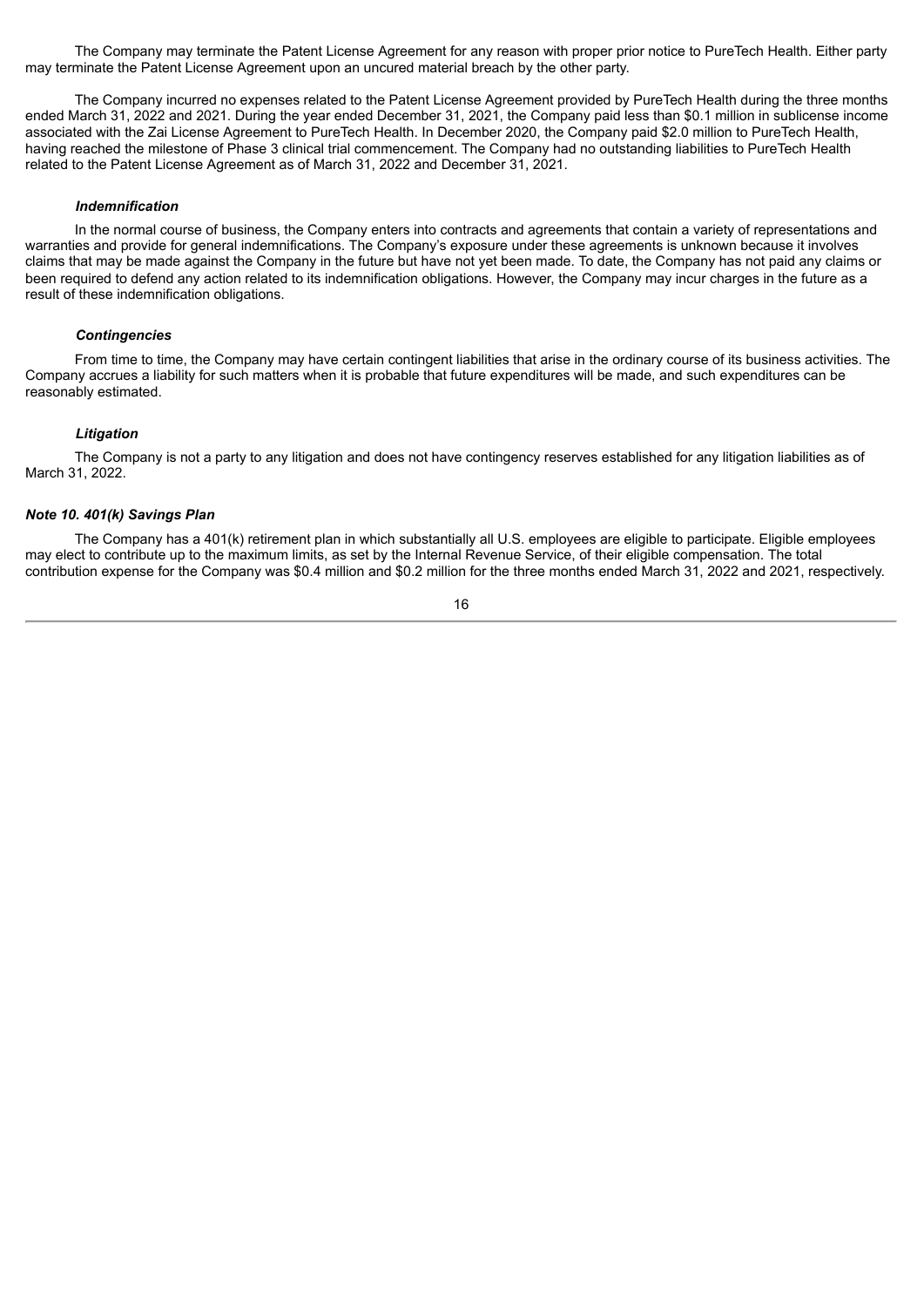The Company may terminate the Patent License Agreement for any reason with proper prior notice to PureTech Health. Either party may terminate the Patent License Agreement upon an uncured material breach by the other party.

The Company incurred no expenses related to the Patent License Agreement provided by PureTech Health during the three months ended March 31, 2022 and 2021. During the year ended December 31, 2021, the Company paid less than $0.1 million in sublicense income associated with the Zai License Agreement to PureTech Health. In December 2020, the Company paid $2.0 million to PureTech Health, having reached the milestone of Phase 3 clinical trial commencement. The Company had no outstanding liabilities to PureTech Health related to the Patent License Agreement as of March 31, 2022 and December 31, 2021.

***Indemnification***

In the normal course of business, the Company enters into contracts and agreements that contain a variety of representations and warranties and provide for general indemnifications. The Company's exposure under these agreements is unknown because it involves claims that may be made against the Company in the future but have not yet been made. To date, the Company has not paid any claims or been required to defend any action related to its indemnification obligations. However, the Company may incur charges in the future as a result of these indemnification obligations.

***Contingencies***

From time to time, the Company may have certain contingent liabilities that arise in the ordinary course of its business activities. The Company accrues a liability for such matters when it is probable that future expenditures will be made, and such expenditures can be reasonably estimated.

***Litigation***

The Company is not a party to any litigation and does not have contingency reserves established for any litigation liabilities as of March 31, 2022.

***Note 10. 401(k) Savings Plan***

The Company has a 401(k) retirement plan in which substantially all U.S. employees are eligible to participate. Eligible employees may elect to contribute up to the maximum limits, as set by the Internal Revenue Service, of their eligible compensation. The total contribution expense for the Company was $0.4 million and $0.2 million for the three months ended March 31, 2022 and 2021, respectively.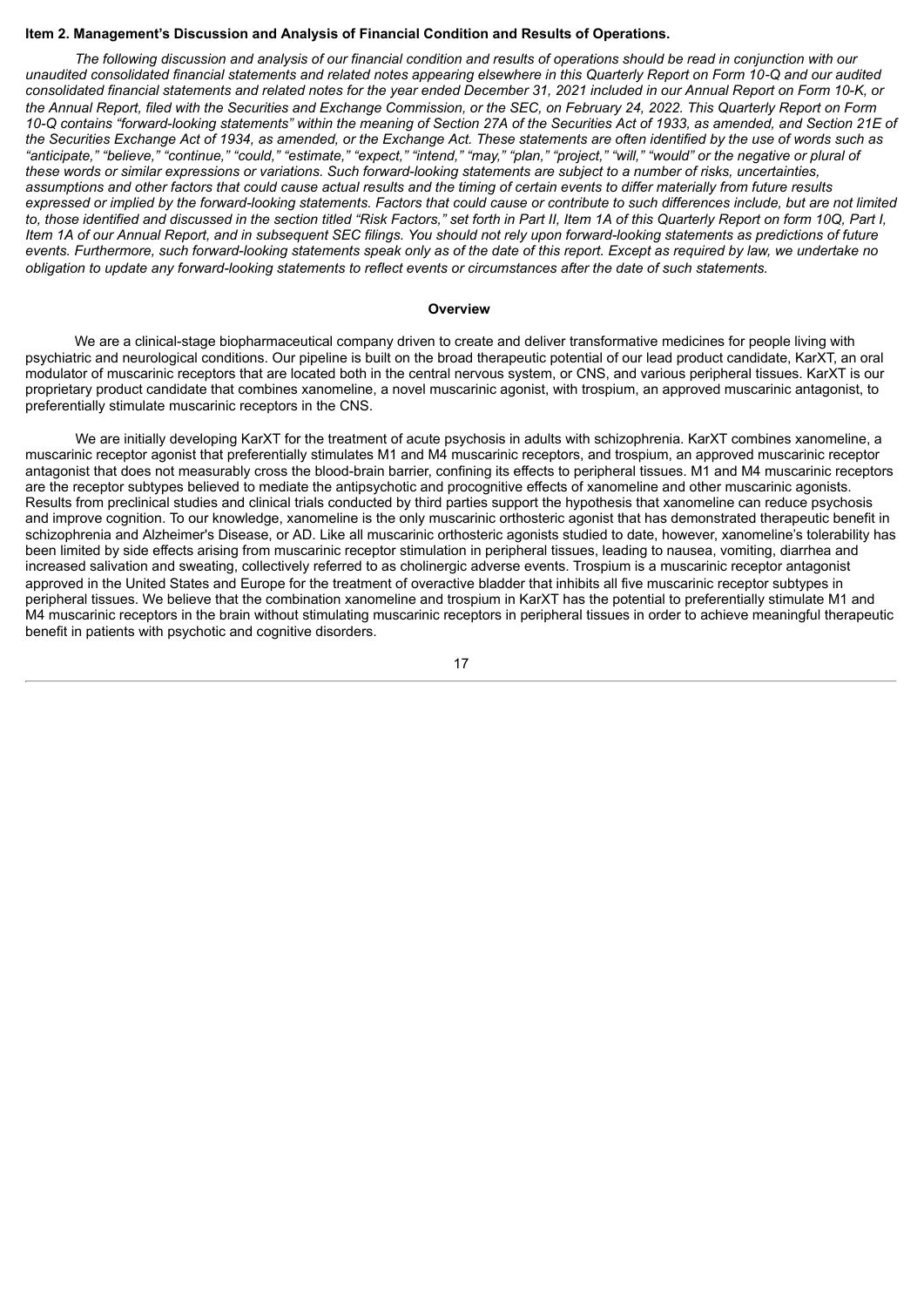**Item 2. Management's Discussion and Analysis of Financial Condition and Results of Operations.**

*The following discussion and analysis of our financial condition and results of operations should be read in conjunction with our unaudited consolidated financial statements and related notes appearing elsewhere in this Quarterly Report on Form 10-Q and our audited consolidated financial statements and related notes for the year ended December 31, 2021 included in our Annual Report on Form 10-K, or the Annual Report, filed with the Securities and Exchange Commission, or the SEC, on February 24, 2022. This Quarterly Report on Form 10-Q contains "forward-looking statements" within the meaning of Section 27A of the Securities Act of 1933, as amended, and Section 21E of the Securities Exchange Act of 1934, as amended, or the Exchange Act. These statements are often identified by the use of words such as "anticipate," "believe," "continue," "could," "estimate," "expect," "intend," "may," "plan," "project," "will," "would" or the negative or plural of these words or similar expressions or variations. Such forward-looking statements are subject to a number of risks, uncertainties, assumptions and other factors that could cause actual results and the timing of certain events to differ materially from future results expressed or implied by the forward-looking statements. Factors that could cause or contribute to such differences include, but are not limited to, those identified and discussed in the section titled "Risk Factors," set forth in Part II, Item 1A of this Quarterly Report on form 10Q, Part I, Item 1A of our Annual Report, and in subsequent SEC filings. You should not rely upon forward-looking statements as predictions of future events. Furthermore, such forward-looking statements speak only as of the date of this report. Except as required by law, we undertake no obligation to update any forward-looking statements to reflect events or circumstances after the date of such statements.*

## Overview

We are a clinical-stage biopharmaceutical company driven to create and deliver transformative medicines for people living with psychiatric and neurological conditions. Our pipeline is built on the broad therapeutic potential of our lead product candidate, KarXT, an oral modulator of muscarinic receptors that are located both in the central nervous system, or CNS, and various peripheral tissues. KarXT is our proprietary product candidate that combines xanomeline, a novel muscarinic agonist, with trospium, an approved muscarinic antagonist, to preferentially stimulate muscarinic receptors in the CNS.

We are initially developing KarXT for the treatment of acute psychosis in adults with schizophrenia. KarXT combines xanomeline, a muscarinic receptor agonist that preferentially stimulates M1 and M4 muscarinic receptors, and trospium, an approved muscarinic receptor antagonist that does not measurably cross the blood-brain barrier, confining its effects to peripheral tissues. M1 and M4 muscarinic receptors are the receptor subtypes believed to mediate the antipsychotic and procognitive effects of xanomeline and other muscarinic agonists. Results from preclinical studies and clinical trials conducted by third parties support the hypothesis that xanomeline can reduce psychosis and improve cognition. To our knowledge, xanomeline is the only muscarinic orthosteric agonist that has demonstrated therapeutic benefit in schizophrenia and Alzheimer's Disease, or AD. Like all muscarinic orthosteric agonists studied to date, however, xanomeline's tolerability has been limited by side effects arising from muscarinic receptor stimulation in peripheral tissues, leading to nausea, vomiting, diarrhea and increased salivation and sweating, collectively referred to as cholinergic adverse events. Trospium is a muscarinic receptor antagonist approved in the United States and Europe for the treatment of overactive bladder that inhibits all five muscarinic receptor subtypes in peripheral tissues. We believe that the combination xanomeline and trospium in KarXT has the potential to preferentially stimulate M1 and M4 muscarinic receptors in the brain without stimulating muscarinic receptors in peripheral tissues in order to achieve meaningful therapeutic benefit in patients with psychotic and cognitive disorders.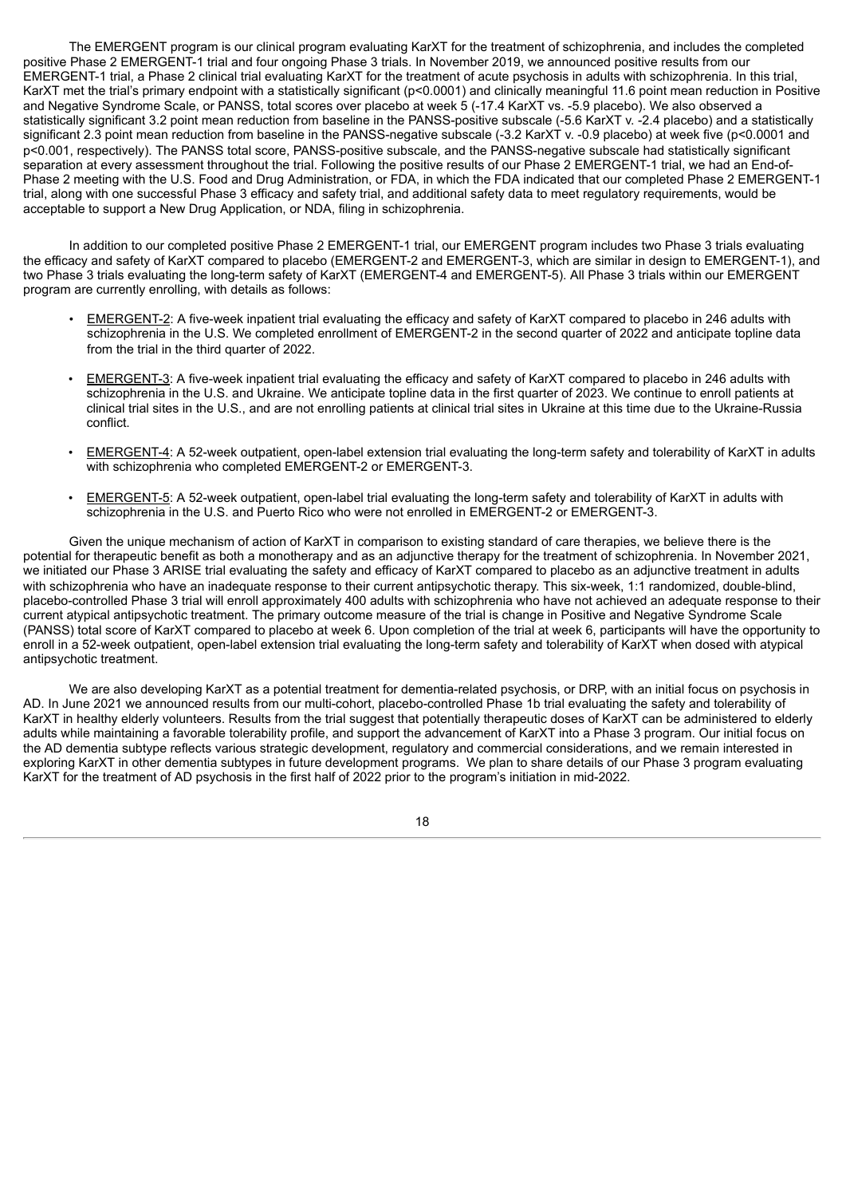The EMERGENT program is our clinical program evaluating KarXT for the treatment of schizophrenia, and includes the completed positive Phase 2 EMERGENT-1 trial and four ongoing Phase 3 trials. In November 2019, we announced positive results from our EMERGENT-1 trial, a Phase 2 clinical trial evaluating KarXT for the treatment of acute psychosis in adults with schizophrenia. In this trial, KarXT met the trial's primary endpoint with a statistically significant ($p<0.0001$) and clinically meaningful 11.6 point mean reduction in Positive and Negative Syndrome Scale, or PANSS, total scores over placebo at week 5 (-17.4 KarXT vs. -5.9 placebo). We also observed a statistically significant 3.2 point mean reduction from baseline in the PANSS-positive subscale (-5.6 KarXT v. -2.4 placebo) and a statistically significant 2.3 point mean reduction from baseline in the PANSS-negative subscale (-3.2 KarXT v. -0.9 placebo) at week five ($p<0.0001$ and $p<0.001$, respectively). The PANSS total score, PANSS-positive subscale, and the PANSS-negative subscale had statistically significant separation at every assessment throughout the trial. Following the positive results of our Phase 2 EMERGENT-1 trial, we had an End-of-Phase 2 meeting with the U.S. Food and Drug Administration, or FDA, in which the FDA indicated that our completed Phase 2 EMERGENT-1 trial, along with one successful Phase 3 efficacy and safety trial, and additional safety data to meet regulatory requirements, would be acceptable to support a New Drug Application, or NDA, filing in schizophrenia.

In addition to our completed positive Phase 2 EMERGENT-1 trial, our EMERGENT program includes two Phase 3 trials evaluating the efficacy and safety of KarXT compared to placebo (EMERGENT-2 and EMERGENT-3, which are similar in design to EMERGENT-1), and two Phase 3 trials evaluating the long-term safety of KarXT (EMERGENT-4 and EMERGENT-5). All Phase 3 trials within our EMERGENT program are currently enrolling, with details as follows:

- EMERGENT-2: A five-week inpatient trial evaluating the efficacy and safety of KarXT compared to placebo in 246 adults with schizophrenia in the U.S. We completed enrollment of EMERGENT-2 in the second quarter of 2022 and anticipate topline data from the trial in the third quarter of 2022.
- EMERGENT-3: A five-week inpatient trial evaluating the efficacy and safety of KarXT compared to placebo in 246 adults with schizophrenia in the U.S. and Ukraine. We anticipate topline data in the first quarter of 2023. We continue to enroll patients at clinical trial sites in the U.S., and are not enrolling patients at clinical trial sites in Ukraine at this time due to the Ukraine-Russia conflict.
- EMERGENT-4: A 52-week outpatient, open-label extension trial evaluating the long-term safety and tolerability of KarXT in adults with schizophrenia who completed EMERGENT-2 or EMERGENT-3.
- EMERGENT-5: A 52-week outpatient, open-label trial evaluating the long-term safety and tolerability of KarXT in adults with schizophrenia in the U.S. and Puerto Rico who were not enrolled in EMERGENT-2 or EMERGENT-3.

Given the unique mechanism of action of KarXT in comparison to existing standard of care therapies, we believe there is the potential for therapeutic benefit as both a monotherapy and as an adjunctive therapy for the treatment of schizophrenia. In November 2021, we initiated our Phase 3 ARISE trial evaluating the safety and efficacy of KarXT compared to placebo as an adjunctive treatment in adults with schizophrenia who have an inadequate response to their current antipsychotic therapy. This six-week, 1:1 randomized, double-blind, placebo-controlled Phase 3 trial will enroll approximately 400 adults with schizophrenia who have not achieved an adequate response to their current atypical antipsychotic treatment. The primary outcome measure of the trial is change in Positive and Negative Syndrome Scale (PANSS) total score of KarXT compared to placebo at week 6. Upon completion of the trial at week 6, participants will have the opportunity to enroll in a 52-week outpatient, open-label extension trial evaluating the long-term safety and tolerability of KarXT when dosed with atypical antipsychotic treatment.

We are also developing KarXT as a potential treatment for dementia-related psychosis, or DRP, with an initial focus on psychosis in AD. In June 2021 we announced results from our multi-cohort, placebo-controlled Phase 1b trial evaluating the safety and tolerability of KarXT in healthy elderly volunteers. Results from the trial suggest that potentially therapeutic doses of KarXT can be administered to elderly adults while maintaining a favorable tolerability profile, and support the advancement of KarXT into a Phase 3 program. Our initial focus on the AD dementia subtype reflects various strategic development, regulatory and commercial considerations, and we remain interested in exploring KarXT in other dementia subtypes in future development programs. We plan to share details of our Phase 3 program evaluating KarXT for the treatment of AD psychosis in the first half of 2022 prior to the program's initiation in mid-2022.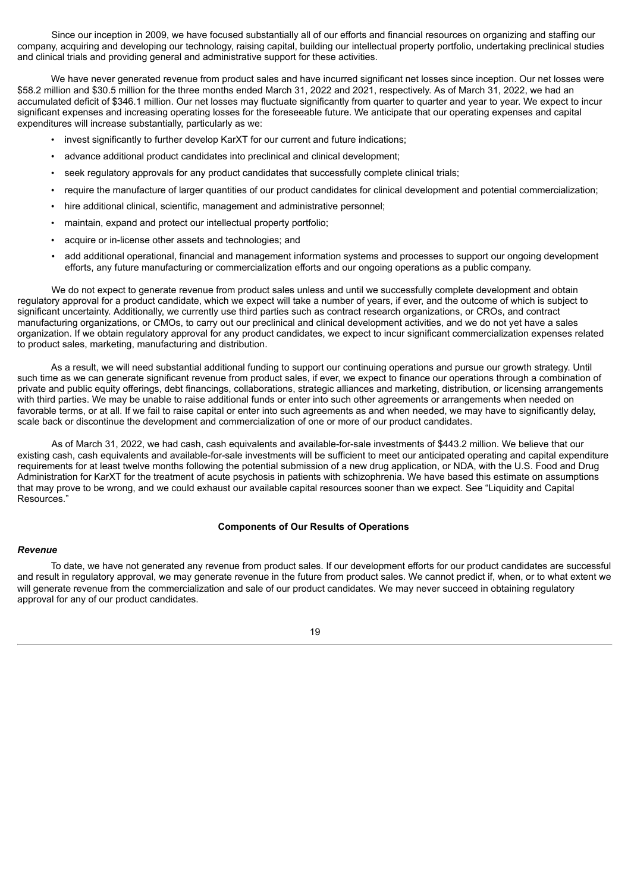Since our inception in 2009, we have focused substantially all of our efforts and financial resources on organizing and staffing our company, acquiring and developing our technology, raising capital, building our intellectual property portfolio, undertaking preclinical studies and clinical trials and providing general and administrative support for these activities.

We have never generated revenue from product sales and have incurred significant net losses since inception. Our net losses were $58.2 million and $30.5 million for the three months ended March 31, 2022 and 2021, respectively. As of March 31, 2022, we had an accumulated deficit of $346.1 million. Our net losses may fluctuate significantly from quarter to quarter and year to year. We expect to incur significant expenses and increasing operating losses for the foreseeable future. We anticipate that our operating expenses and capital expenditures will increase substantially, particularly as we:

- invest significantly to further develop KarXT for our current and future indications;
- advance additional product candidates into preclinical and clinical development;
- seek regulatory approvals for any product candidates that successfully complete clinical trials;
- require the manufacture of larger quantities of our product candidates for clinical development and potential commercialization;
- hire additional clinical, scientific, management and administrative personnel;
- maintain, expand and protect our intellectual property portfolio;
- acquire or in-license other assets and technologies; and
- add additional operational, financial and management information systems and processes to support our ongoing development efforts, any future manufacturing or commercialization efforts and our ongoing operations as a public company.

We do not expect to generate revenue from product sales unless and until we successfully complete development and obtain regulatory approval for a product candidate, which we expect will take a number of years, if ever, and the outcome of which is subject to significant uncertainty. Additionally, we currently use third parties such as contract research organizations, or CROs, and contract manufacturing organizations, or CMOs, to carry out our preclinical and clinical development activities, and we do not yet have a sales organization. If we obtain regulatory approval for any product candidates, we expect to incur significant commercialization expenses related to product sales, marketing, manufacturing and distribution.

As a result, we will need substantial additional funding to support our continuing operations and pursue our growth strategy. Until such time as we can generate significant revenue from product sales, if ever, we expect to finance our operations through a combination of private and public equity offerings, debt financings, collaborations, strategic alliances and marketing, distribution, or licensing arrangements with third parties. We may be unable to raise additional funds or enter into such other agreements or arrangements when needed on favorable terms, or at all. If we fail to raise capital or enter into such agreements as and when needed, we may have to significantly delay, scale back or discontinue the development and commercialization of one or more of our product candidates.

As of March 31, 2022, we had cash, cash equivalents and available-for-sale investments of $443.2 million. We believe that our existing cash, cash equivalents and available-for-sale investments will be sufficient to meet our anticipated operating and capital expenditure requirements for at least twelve months following the potential submission of a new drug application, or NDA, with the U.S. Food and Drug Administration for KarXT for the treatment of acute psychosis in patients with schizophrenia. We have based this estimate on assumptions that may prove to be wrong, and we could exhaust our available capital resources sooner than we expect. See "Liquidity and Capital Resources."

## Components of Our Results of Operations

### *Revenue*

To date, we have not generated any revenue from product sales. If our development efforts for our product candidates are successful and result in regulatory approval, we may generate revenue in the future from product sales. We cannot predict if, when, or to what extent we will generate revenue from the commercialization and sale of our product candidates. We may never succeed in obtaining regulatory approval for any of our product candidates.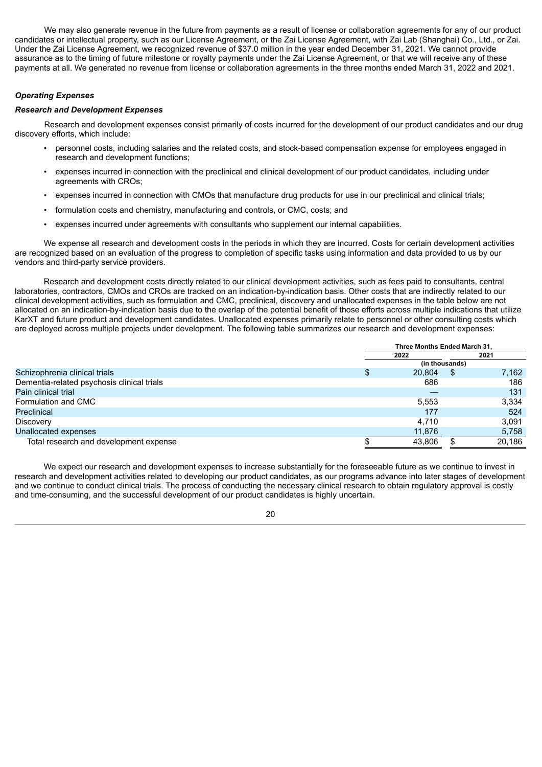We may also generate revenue in the future from payments as a result of license or collaboration agreements for any of our product candidates or intellectual property, such as our License Agreement, or the Zai License Agreement, with Zai Lab (Shanghai) Co., Ltd., or Zai. Under the Zai License Agreement, we recognized revenue of $37.0 million in the year ended December 31, 2021. We cannot provide assurance as to the timing of future milestone or royalty payments under the Zai License Agreement, or that we will receive any of these payments at all. We generated no revenue from license or collaboration agreements in the three months ended March 31, 2022 and 2021.

***Operating Expenses***

***Research and Development Expenses***

Research and development expenses consist primarily of costs incurred for the development of our product candidates and our drug discovery efforts, which include:

- personnel costs, including salaries and the related costs, and stock-based compensation expense for employees engaged in research and development functions;
- expenses incurred in connection with the preclinical and clinical development of our product candidates, including under agreements with CROs;
- expenses incurred in connection with CMOs that manufacture drug products for use in our preclinical and clinical trials;
- formulation costs and chemistry, manufacturing and controls, or CMC, costs; and
- expenses incurred under agreements with consultants who supplement our internal capabilities.

We expense all research and development costs in the periods in which they are incurred. Costs for certain development activities are recognized based on an evaluation of the progress to completion of specific tasks using information and data provided to us by our vendors and third-party service providers.

Research and development costs directly related to our clinical development activities, such as fees paid to consultants, central laboratories, contractors, CMOs and CROs are tracked on an indication-by-indication basis. Other costs that are indirectly related to our clinical development activities, such as formulation and CMC, preclinical, discovery and unallocated expenses in the table below are not allocated on an indication-by-indication basis due to the overlap of the potential benefit of those efforts across multiple indications that utilize KarXT and future product and development candidates. Unallocated expenses primarily relate to personnel or other consulting costs which are deployed across multiple projects under development. The following table summarizes our research and development expenses:

| | Three Months Ended March 31, | |
|---|---|---|
| | 2022 | 2021 |
| | (in thousands) | |
| Schizophrenia clinical trials | $ 20,804 | $ 7,162 |
| Dementia-related psychosis clinical trials | 686 | 186 |
| Pain clinical trial | — | 131 |
| Formulation and CMC | 5,553 | 3,334 |
| Preclinical | 177 | 524 |
| Discovery | 4,710 | 3,091 |
| Unallocated expenses | 11,876 | 5,758 |
| Total research and development expense | $ 43,806 | $ 20,186 |

We expect our research and development expenses to increase substantially for the foreseeable future as we continue to invest in research and development activities related to developing our product candidates, as our programs advance into later stages of development and we continue to conduct clinical trials. The process of conducting the necessary clinical research to obtain regulatory approval is costly and time-consuming, and the successful development of our product candidates is highly uncertain.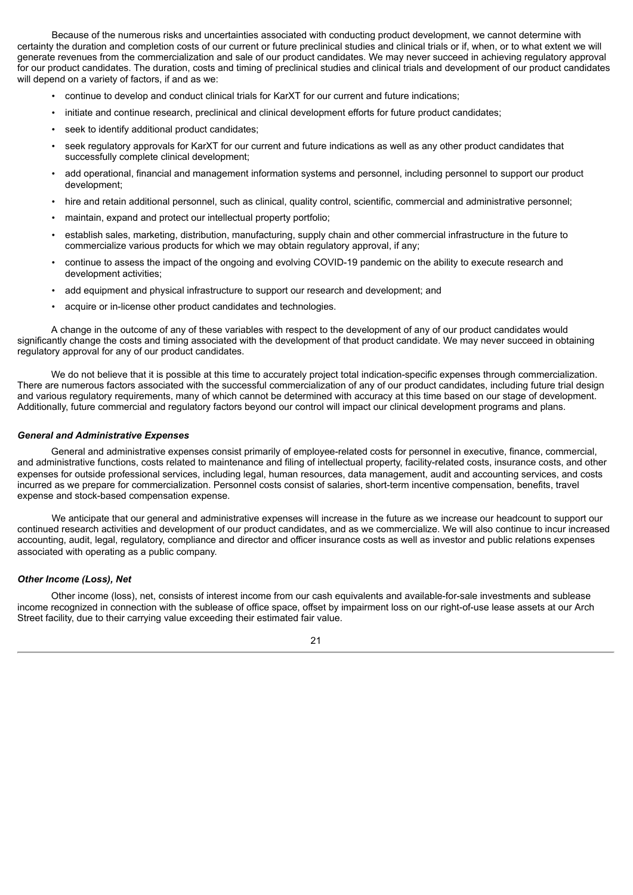Because of the numerous risks and uncertainties associated with conducting product development, we cannot determine with certainty the duration and completion costs of our current or future preclinical studies and clinical trials or if, when, or to what extent we will generate revenues from the commercialization and sale of our product candidates. We may never succeed in achieving regulatory approval for our product candidates. The duration, costs and timing of preclinical studies and clinical trials and development of our product candidates will depend on a variety of factors, if and as we:

- continue to develop and conduct clinical trials for KarXT for our current and future indications;
- initiate and continue research, preclinical and clinical development efforts for future product candidates;
- seek to identify additional product candidates;
- seek regulatory approvals for KarXT for our current and future indications as well as any other product candidates that successfully complete clinical development;
- add operational, financial and management information systems and personnel, including personnel to support our product development;
- hire and retain additional personnel, such as clinical, quality control, scientific, commercial and administrative personnel;
- maintain, expand and protect our intellectual property portfolio;
- establish sales, marketing, distribution, manufacturing, supply chain and other commercial infrastructure in the future to commercialize various products for which we may obtain regulatory approval, if any;
- continue to assess the impact of the ongoing and evolving COVID-19 pandemic on the ability to execute research and development activities;
- add equipment and physical infrastructure to support our research and development; and
- acquire or in-license other product candidates and technologies.

A change in the outcome of any of these variables with respect to the development of any of our product candidates would significantly change the costs and timing associated with the development of that product candidate. We may never succeed in obtaining regulatory approval for any of our product candidates.

We do not believe that it is possible at this time to accurately project total indication-specific expenses through commercialization. There are numerous factors associated with the successful commercialization of any of our product candidates, including future trial design and various regulatory requirements, many of which cannot be determined with accuracy at this time based on our stage of development. Additionally, future commercial and regulatory factors beyond our control will impact our clinical development programs and plans.

### *General and Administrative Expenses*

General and administrative expenses consist primarily of employee-related costs for personnel in executive, finance, commercial, and administrative functions, costs related to maintenance and filing of intellectual property, facility-related costs, insurance costs, and other expenses for outside professional services, including legal, human resources, data management, audit and accounting services, and costs incurred as we prepare for commercialization. Personnel costs consist of salaries, short-term incentive compensation, benefits, travel expense and stock-based compensation expense.

We anticipate that our general and administrative expenses will increase in the future as we increase our headcount to support our continued research activities and development of our product candidates, and as we commercialize. We will also continue to incur increased accounting, audit, legal, regulatory, compliance and director and officer insurance costs as well as investor and public relations expenses associated with operating as a public company.

### *Other Income (Loss), Net*

Other income (loss), net, consists of interest income from our cash equivalents and available-for-sale investments and sublease income recognized in connection with the sublease of office space, offset by impairment loss on our right-of-use lease assets at our Arch Street facility, due to their carrying value exceeding their estimated fair value.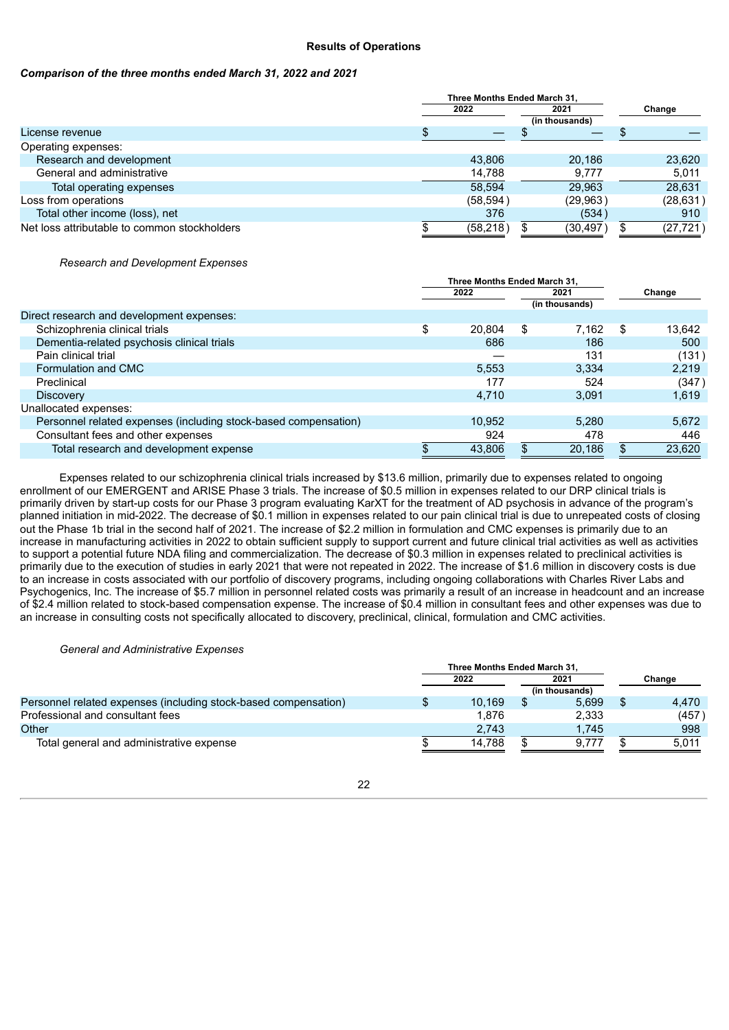## Results of Operations

***Comparison of the three months ended March 31, 2022 and 2021***

| | Three Months Ended March 31, | | |
|---|---|---|---|
| | 2022 | 2021 | Change |
| | (in thousands) | | |
| License revenue | $ — | $ — | $ — |
| Operating expenses: | | | |
| Research and development | 43,806 | 20,186 | 23,620 |
| General and administrative | 14,788 | 9,777 | 5,011 |
| Total operating expenses | 58,594 | 29,963 | 28,631 |
| Loss from operations | (58,594) | (29,963) | (28,631) |
| Total other income (loss), net | 376 | (534) | 910 |
| Net loss attributable to common stockholders | $ (58,218) | $ (30,497) | $ (27,721) |

*Research and Development Expenses*

| | Three Months Ended March 31, | | |
|---|---|---|---|
| | 2022 | 2021 | Change |
| | (in thousands) | | |
| Direct research and development expenses: | | | |
| Schizophrenia clinical trials | $ 20,804 | $ 7,162 | $ 13,642 |
| Dementia-related psychosis clinical trials | 686 | 186 | 500 |
| Pain clinical trial | — | 131 | (131) |
| Formulation and CMC | 5,553 | 3,334 | 2,219 |
| Preclinical | 177 | 524 | (347) |
| Discovery | 4,710 | 3,091 | 1,619 |
| Unallocated expenses: | | | |
| Personnel related expenses (including stock-based compensation) | 10,952 | 5,280 | 5,672 |
| Consultant fees and other expenses | 924 | 478 | 446 |
| Total research and development expense | $ 43,806 | $ 20,186 | $ 23,620 |

Expenses related to our schizophrenia clinical trials increased by $13.6 million, primarily due to expenses related to ongoing enrollment of our EMERGENT and ARISE Phase 3 trials. The increase of $0.5 million in expenses related to our DRP clinical trials is primarily driven by start-up costs for our Phase 3 program evaluating KarXT for the treatment of AD psychosis in advance of the program's planned initiation in mid-2022. The decrease of $0.1 million in expenses related to our pain clinical trial is due to unrepeated costs of closing out the Phase 1b trial in the second half of 2021. The increase of $2.2 million in formulation and CMC expenses is primarily due to an increase in manufacturing activities in 2022 to obtain sufficient supply to support current and future clinical trial activities as well as activities to support a potential future NDA filing and commercialization. The decrease of $0.3 million in expenses related to preclinical activities is primarily due to the execution of studies in early 2021 that were not repeated in 2022. The increase of $1.6 million in discovery costs is due to an increase in costs associated with our portfolio of discovery programs, including ongoing collaborations with Charles River Labs and Psychogenics, Inc. The increase of $5.7 million in personnel related costs was primarily a result of an increase in headcount and an increase of $2.4 million related to stock-based compensation expense. The increase of $0.4 million in consultant fees and other expenses was due to an increase in consulting costs not specifically allocated to discovery, preclinical, clinical, formulation and CMC activities.

*General and Administrative Expenses*

| | Three Months Ended March 31, | | |
|---|---|---|---|
| | 2022 | 2021 | Change |
| | (in thousands) | | |
| Personnel related expenses (including stock-based compensation) | $ 10,169 | $ 5,699 | $ 4,470 |
| Professional and consultant fees | 1,876 | 2,333 | (457) |
| Other | 2,743 | 1,745 | 998 |
| Total general and administrative expense | $ 14,788 | $ 9,777 | $ 5,011 |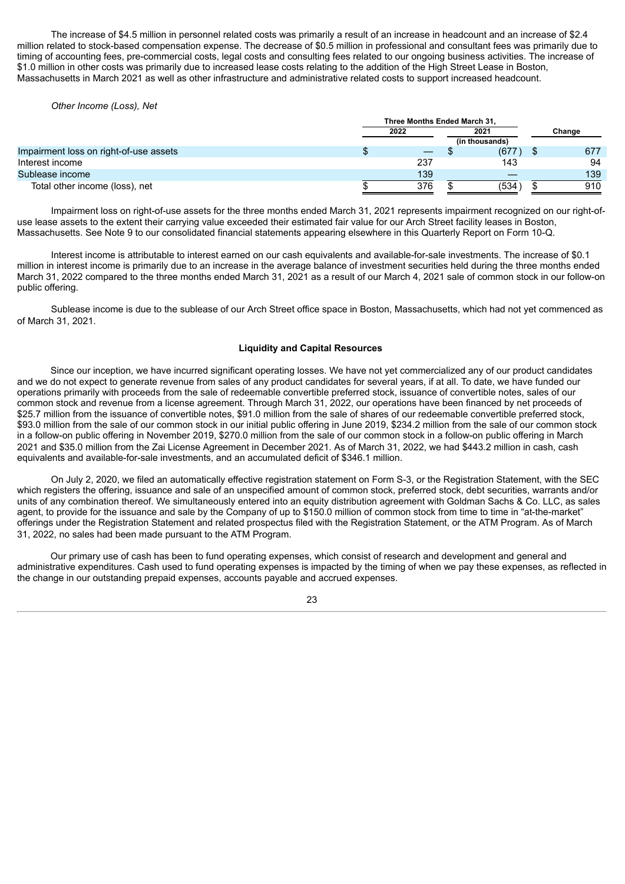The increase of $4.5 million in personnel related costs was primarily a result of an increase in headcount and an increase of $2.4 million related to stock-based compensation expense. The decrease of $0.5 million in professional and consultant fees was primarily due to timing of accounting fees, pre-commercial costs, legal costs and consulting fees related to our ongoing business activities. The increase of $1.0 million in other costs was primarily due to increased lease costs relating to the addition of the High Street Lease in Boston, Massachusetts in March 2021 as well as other infrastructure and administrative related costs to support increased headcount.

*Other Income (Loss), Net*

| | Three Months Ended March 31, | | |
|---|---|---|---|
| | 2022 | 2021 | Change |
| | | (in thousands) | |
| Impairment loss on right-of-use assets | $ — | $ (677) | $ 677 |
| Interest income | 237 | 143 | 94 |
| Sublease income | 139 | — | 139 |
| Total other income (loss), net | $ 376 | $ (534) | $ 910 |

Impairment loss on right-of-use assets for the three months ended March 31, 2021 represents impairment recognized on our right-of-use lease assets to the extent their carrying value exceeded their estimated fair value for our Arch Street facility leases in Boston, Massachusetts. See Note 9 to our consolidated financial statements appearing elsewhere in this Quarterly Report on Form 10-Q.

Interest income is attributable to interest earned on our cash equivalents and available-for-sale investments. The increase of $0.1 million in interest income is primarily due to an increase in the average balance of investment securities held during the three months ended March 31, 2022 compared to the three months ended March 31, 2021 as a result of our March 4, 2021 sale of common stock in our follow-on public offering.

Sublease income is due to the sublease of our Arch Street office space in Boston, Massachusetts, which had not yet commenced as of March 31, 2021.

## Liquidity and Capital Resources

Since our inception, we have incurred significant operating losses. We have not yet commercialized any of our product candidates and we do not expect to generate revenue from sales of any product candidates for several years, if at all. To date, we have funded our operations primarily with proceeds from the sale of redeemable convertible preferred stock, issuance of convertible notes, sales of our common stock and revenue from a license agreement. Through March 31, 2022, our operations have been financed by net proceeds of $25.7 million from the issuance of convertible notes, $91.0 million from the sale of shares of our redeemable convertible preferred stock, $93.0 million from the sale of our common stock in our initial public offering in June 2019, $234.2 million from the sale of our common stock in a follow-on public offering in November 2019, $270.0 million from the sale of our common stock in a follow-on public offering in March 2021 and $35.0 million from the Zai License Agreement in December 2021. As of March 31, 2022, we had $443.2 million in cash, cash equivalents and available-for-sale investments, and an accumulated deficit of $346.1 million.

On July 2, 2020, we filed an automatically effective registration statement on Form S-3, or the Registration Statement, with the SEC which registers the offering, issuance and sale of an unspecified amount of common stock, preferred stock, debt securities, warrants and/or units of any combination thereof. We simultaneously entered into an equity distribution agreement with Goldman Sachs & Co. LLC, as sales agent, to provide for the issuance and sale by the Company of up to $150.0 million of common stock from time to time in "at-the-market" offerings under the Registration Statement and related prospectus filed with the Registration Statement, or the ATM Program. As of March 31, 2022, no sales had been made pursuant to the ATM Program.

Our primary use of cash has been to fund operating expenses, which consist of research and development and general and administrative expenditures. Cash used to fund operating expenses is impacted by the timing of when we pay these expenses, as reflected in the change in our outstanding prepaid expenses, accounts payable and accrued expenses.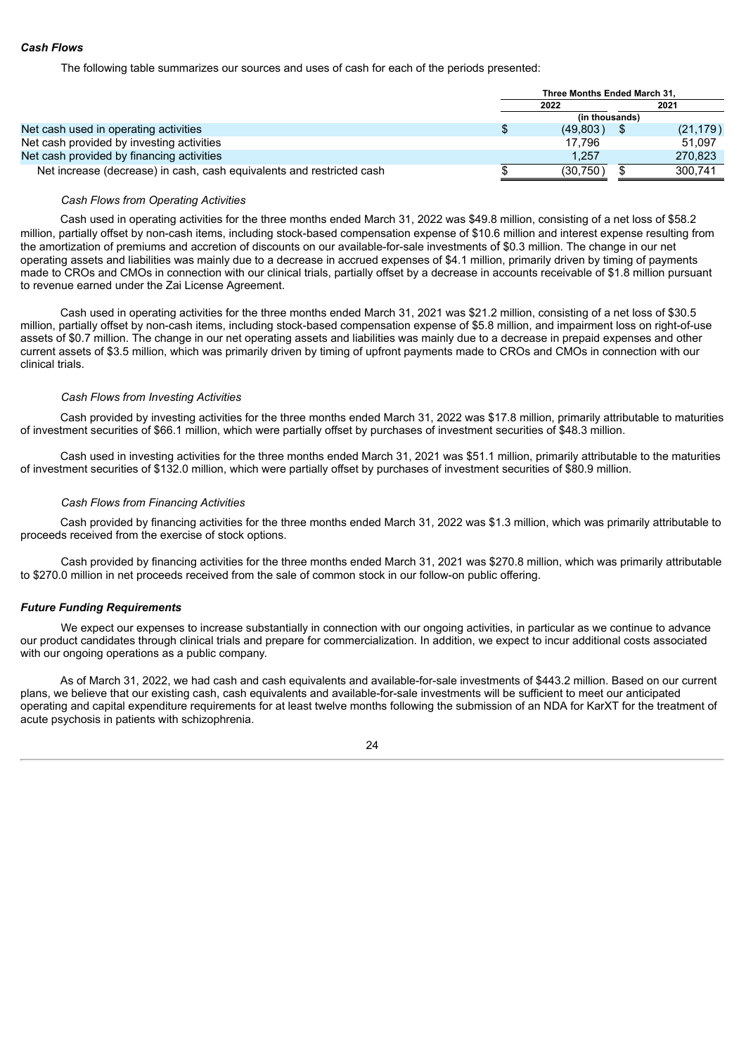### *Cash Flows*

The following table summarizes our sources and uses of cash for each of the periods presented:

| | Three Months Ended March 31, | |
|---|---|---|
| | 2022 | 2021 |
| | (in thousands) | |
| Net cash used in operating activities | $ (49,803) | $ (21,179) |
| Net cash provided by investing activities | 17,796 | 51,097 |
| Net cash provided by financing activities | 1,257 | 270,823 |
| Net increase (decrease) in cash, cash equivalents and restricted cash | $ (30,750) | $ 300,741 |

*Cash Flows from Operating Activities*

Cash used in operating activities for the three months ended March 31, 2022 was $49.8 million, consisting of a net loss of $58.2 million, partially offset by non-cash items, including stock-based compensation expense of $10.6 million and interest expense resulting from the amortization of premiums and accretion of discounts on our available-for-sale investments of $0.3 million. The change in our net operating assets and liabilities was mainly due to a decrease in accrued expenses of $4.1 million, primarily driven by timing of payments made to CROs and CMOs in connection with our clinical trials, partially offset by a decrease in accounts receivable of $1.8 million pursuant to revenue earned under the Zai License Agreement.

Cash used in operating activities for the three months ended March 31, 2021 was $21.2 million, consisting of a net loss of $30.5 million, partially offset by non-cash items, including stock-based compensation expense of $5.8 million, and impairment loss on right-of-use assets of $0.7 million. The change in our net operating assets and liabilities was mainly due to a decrease in prepaid expenses and other current assets of $3.5 million, which was primarily driven by timing of upfront payments made to CROs and CMOs in connection with our clinical trials.

*Cash Flows from Investing Activities*

Cash provided by investing activities for the three months ended March 31, 2022 was $17.8 million, primarily attributable to maturities of investment securities of $66.1 million, which were partially offset by purchases of investment securities of $48.3 million.

Cash used in investing activities for the three months ended March 31, 2021 was $51.1 million, primarily attributable to the maturities of investment securities of $132.0 million, which were partially offset by purchases of investment securities of $80.9 million.

*Cash Flows from Financing Activities*

Cash provided by financing activities for the three months ended March 31, 2022 was $1.3 million, which was primarily attributable to proceeds received from the exercise of stock options.

Cash provided by financing activities for the three months ended March 31, 2021 was $270.8 million, which was primarily attributable to $270.0 million in net proceeds received from the sale of common stock in our follow-on public offering.

### *Future Funding Requirements*

We expect our expenses to increase substantially in connection with our ongoing activities, in particular as we continue to advance our product candidates through clinical trials and prepare for commercialization. In addition, we expect to incur additional costs associated with our ongoing operations as a public company.

As of March 31, 2022, we had cash and cash equivalents and available-for-sale investments of $443.2 million. Based on our current plans, we believe that our existing cash, cash equivalents and available-for-sale investments will be sufficient to meet our anticipated operating and capital expenditure requirements for at least twelve months following the submission of an NDA for KarXT for the treatment of acute psychosis in patients with schizophrenia.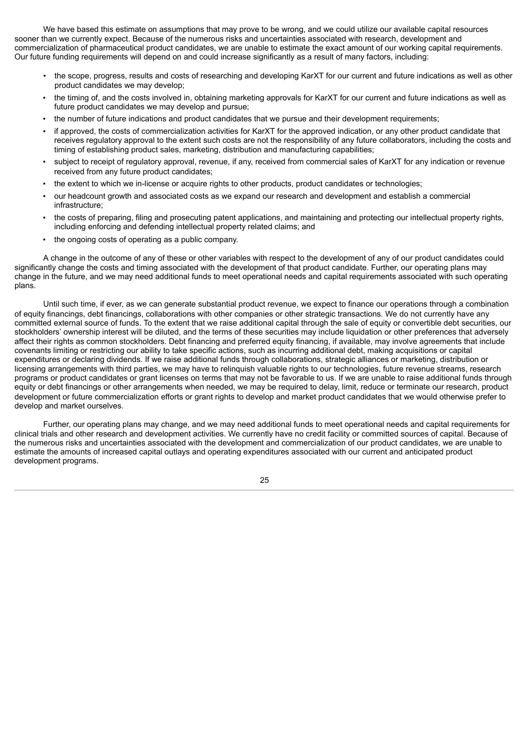We have based this estimate on assumptions that may prove to be wrong, and we could utilize our available capital resources sooner than we currently expect. Because of the numerous risks and uncertainties associated with research, development and commercialization of pharmaceutical product candidates, we are unable to estimate the exact amount of our working capital requirements. Our future funding requirements will depend on and could increase significantly as a result of many factors, including:

- the scope, progress, results and costs of researching and developing KarXT for our current and future indications as well as other product candidates we may develop;
- the timing of, and the costs involved in, obtaining marketing approvals for KarXT for our current and future indications as well as future product candidates we may develop and pursue;
- the number of future indications and product candidates that we pursue and their development requirements;
- if approved, the costs of commercialization activities for KarXT for the approved indication, or any other product candidate that receives regulatory approval to the extent such costs are not the responsibility of any future collaborators, including the costs and timing of establishing product sales, marketing, distribution and manufacturing capabilities;
- subject to receipt of regulatory approval, revenue, if any, received from commercial sales of KarXT for any indication or revenue received from any future product candidates;
- the extent to which we in-license or acquire rights to other products, product candidates or technologies;
- our headcount growth and associated costs as we expand our research and development and establish a commercial infrastructure;
- the costs of preparing, filing and prosecuting patent applications, and maintaining and protecting our intellectual property rights, including enforcing and defending intellectual property related claims; and
- the ongoing costs of operating as a public company.

A change in the outcome of any of these or other variables with respect to the development of any of our product candidates could significantly change the costs and timing associated with the development of that product candidate. Further, our operating plans may change in the future, and we may need additional funds to meet operational needs and capital requirements associated with such operating plans.

Until such time, if ever, as we can generate substantial product revenue, we expect to finance our operations through a combination of equity financings, debt financings, collaborations with other companies or other strategic transactions. We do not currently have any committed external source of funds. To the extent that we raise additional capital through the sale of equity or convertible debt securities, our stockholders' ownership interest will be diluted, and the terms of these securities may include liquidation or other preferences that adversely affect their rights as common stockholders. Debt financing and preferred equity financing, if available, may involve agreements that include covenants limiting or restricting our ability to take specific actions, such as incurring additional debt, making acquisitions or capital expenditures or declaring dividends. If we raise additional funds through collaborations, strategic alliances or marketing, distribution or licensing arrangements with third parties, we may have to relinquish valuable rights to our technologies, future revenue streams, research programs or product candidates or grant licenses on terms that may not be favorable to us. If we are unable to raise additional funds through equity or debt financings or other arrangements when needed, we may be required to delay, limit, reduce or terminate our research, product development or future commercialization efforts or grant rights to develop and market product candidates that we would otherwise prefer to develop and market ourselves.

Further, our operating plans may change, and we may need additional funds to meet operational needs and capital requirements for clinical trials and other research and development activities. We currently have no credit facility or committed sources of capital. Because of the numerous risks and uncertainties associated with the development and commercialization of our product candidates, we are unable to estimate the amounts of increased capital outlays and operating expenditures associated with our current and anticipated product development programs.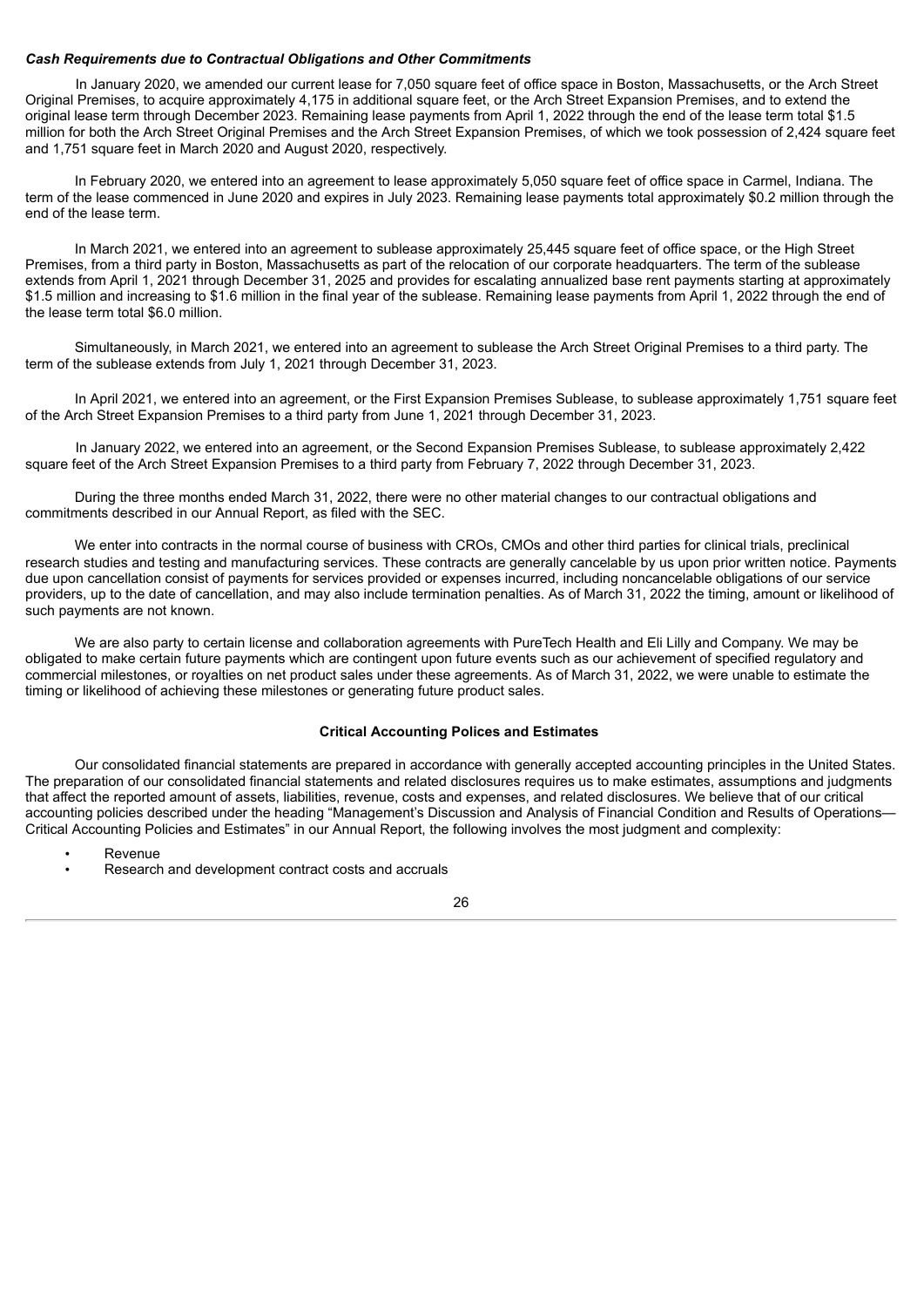***Cash Requirements due to Contractual Obligations and Other Commitments***

In January 2020, we amended our current lease for 7,050 square feet of office space in Boston, Massachusetts, or the Arch Street Original Premises, to acquire approximately 4,175 in additional square feet, or the Arch Street Expansion Premises, and to extend the original lease term through December 2023. Remaining lease payments from April 1, 2022 through the end of the lease term total $1.5 million for both the Arch Street Original Premises and the Arch Street Expansion Premises, of which we took possession of 2,424 square feet and 1,751 square feet in March 2020 and August 2020, respectively.

In February 2020, we entered into an agreement to lease approximately 5,050 square feet of office space in Carmel, Indiana. The term of the lease commenced in June 2020 and expires in July 2023. Remaining lease payments total approximately $0.2 million through the end of the lease term.

In March 2021, we entered into an agreement to sublease approximately 25,445 square feet of office space, or the High Street Premises, from a third party in Boston, Massachusetts as part of the relocation of our corporate headquarters. The term of the sublease extends from April 1, 2021 through December 31, 2025 and provides for escalating annualized base rent payments starting at approximately $1.5 million and increasing to $1.6 million in the final year of the sublease. Remaining lease payments from April 1, 2022 through the end of the lease term total $6.0 million.

Simultaneously, in March 2021, we entered into an agreement to sublease the Arch Street Original Premises to a third party. The term of the sublease extends from July 1, 2021 through December 31, 2023.

In April 2021, we entered into an agreement, or the First Expansion Premises Sublease, to sublease approximately 1,751 square feet of the Arch Street Expansion Premises to a third party from June 1, 2021 through December 31, 2023.

In January 2022, we entered into an agreement, or the Second Expansion Premises Sublease, to sublease approximately 2,422 square feet of the Arch Street Expansion Premises to a third party from February 7, 2022 through December 31, 2023.

During the three months ended March 31, 2022, there were no other material changes to our contractual obligations and commitments described in our Annual Report, as filed with the SEC.

We enter into contracts in the normal course of business with CROs, CMOs and other third parties for clinical trials, preclinical research studies and testing and manufacturing services. These contracts are generally cancelable by us upon prior written notice. Payments due upon cancellation consist of payments for services provided or expenses incurred, including noncancelable obligations of our service providers, up to the date of cancellation, and may also include termination penalties. As of March 31, 2022 the timing, amount or likelihood of such payments are not known.

We are also party to certain license and collaboration agreements with PureTech Health and Eli Lilly and Company. We may be obligated to make certain future payments which are contingent upon future events such as our achievement of specified regulatory and commercial milestones, or royalties on net product sales under these agreements. As of March 31, 2022, we were unable to estimate the timing or likelihood of achieving these milestones or generating future product sales.

## Critical Accounting Polices and Estimates

Our consolidated financial statements are prepared in accordance with generally accepted accounting principles in the United States. The preparation of our consolidated financial statements and related disclosures requires us to make estimates, assumptions and judgments that affect the reported amount of assets, liabilities, revenue, costs and expenses, and related disclosures. We believe that of our critical accounting policies described under the heading "Management's Discussion and Analysis of Financial Condition and Results of Operations—Critical Accounting Policies and Estimates" in our Annual Report, the following involves the most judgment and complexity:

- Revenue
- Research and development contract costs and accruals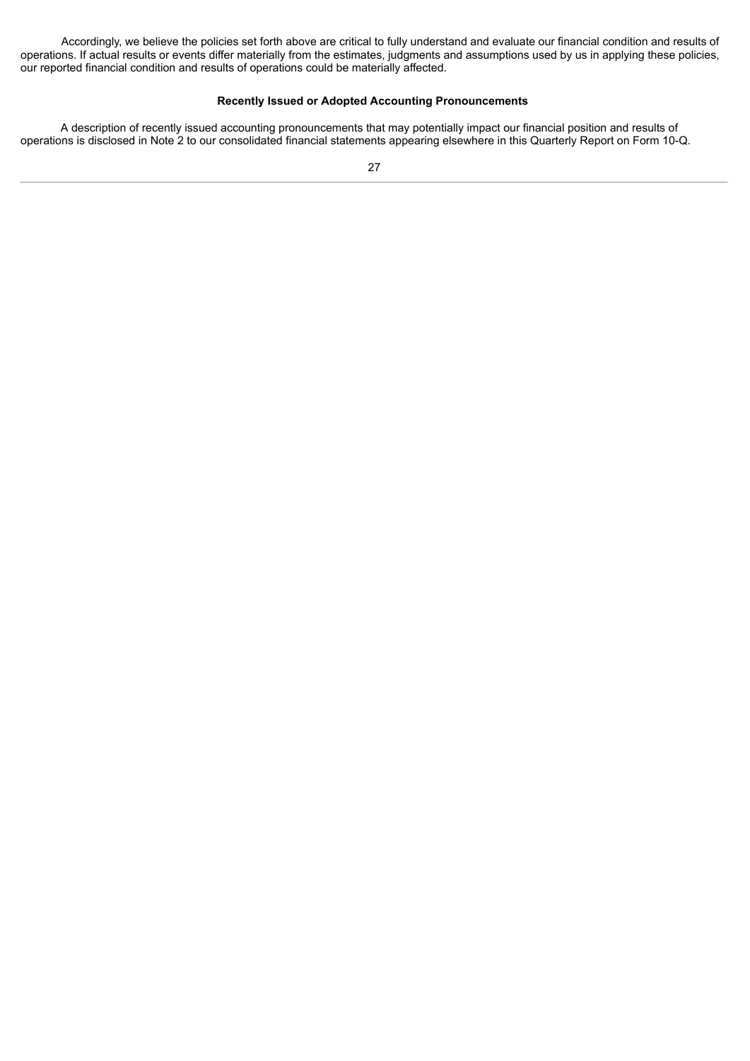Accordingly, we believe the policies set forth above are critical to fully understand and evaluate our financial condition and results of operations. If actual results or events differ materially from the estimates, judgments and assumptions used by us in applying these policies, our reported financial condition and results of operations could be materially affected.

### Recently Issued or Adopted Accounting Pronouncements

A description of recently issued accounting pronouncements that may potentially impact our financial position and results of operations is disclosed in Note 2 to our consolidated financial statements appearing elsewhere in this Quarterly Report on Form 10-Q.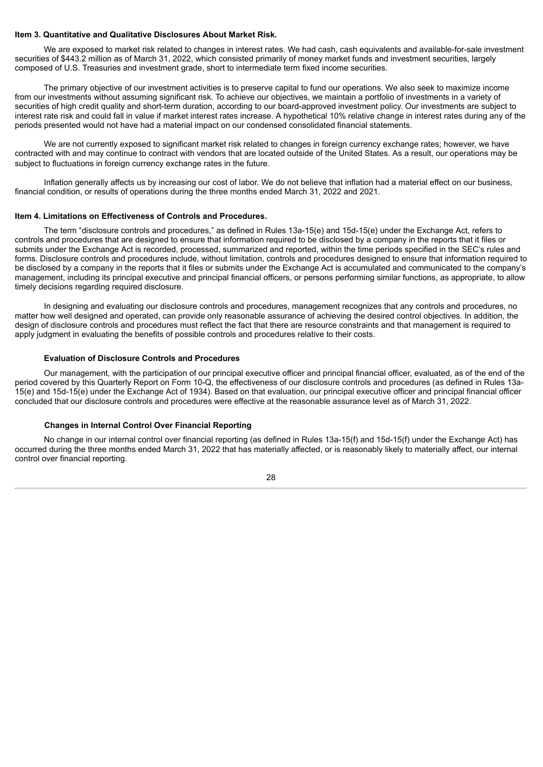**Item 3. Quantitative and Qualitative Disclosures About Market Risk.**

We are exposed to market risk related to changes in interest rates. We had cash, cash equivalents and available-for-sale investment securities of $443.2 million as of March 31, 2022, which consisted primarily of money market funds and investment securities, largely composed of U.S. Treasuries and investment grade, short to intermediate term fixed income securities.

The primary objective of our investment activities is to preserve capital to fund our operations. We also seek to maximize income from our investments without assuming significant risk. To achieve our objectives, we maintain a portfolio of investments in a variety of securities of high credit quality and short-term duration, according to our board-approved investment policy. Our investments are subject to interest rate risk and could fall in value if market interest rates increase. A hypothetical 10% relative change in interest rates during any of the periods presented would not have had a material impact on our condensed consolidated financial statements.

We are not currently exposed to significant market risk related to changes in foreign currency exchange rates; however, we have contracted with and may continue to contract with vendors that are located outside of the United States. As a result, our operations may be subject to fluctuations in foreign currency exchange rates in the future.

Inflation generally affects us by increasing our cost of labor. We do not believe that inflation had a material effect on our business, financial condition, or results of operations during the three months ended March 31, 2022 and 2021.

**Item 4. Limitations on Effectiveness of Controls and Procedures.**

The term "disclosure controls and procedures," as defined in Rules 13a-15(e) and 15d-15(e) under the Exchange Act, refers to controls and procedures that are designed to ensure that information required to be disclosed by a company in the reports that it files or submits under the Exchange Act is recorded, processed, summarized and reported, within the time periods specified in the SEC's rules and forms. Disclosure controls and procedures include, without limitation, controls and procedures designed to ensure that information required to be disclosed by a company in the reports that it files or submits under the Exchange Act is accumulated and communicated to the company's management, including its principal executive and principal financial officers, or persons performing similar functions, as appropriate, to allow timely decisions regarding required disclosure.

In designing and evaluating our disclosure controls and procedures, management recognizes that any controls and procedures, no matter how well designed and operated, can provide only reasonable assurance of achieving the desired control objectives. In addition, the design of disclosure controls and procedures must reflect the fact that there are resource constraints and that management is required to apply judgment in evaluating the benefits of possible controls and procedures relative to their costs.

**Evaluation of Disclosure Controls and Procedures**

Our management, with the participation of our principal executive officer and principal financial officer, evaluated, as of the end of the period covered by this Quarterly Report on Form 10-Q, the effectiveness of our disclosure controls and procedures (as defined in Rules 13a-15(e) and 15d-15(e) under the Exchange Act of 1934). Based on that evaluation, our principal executive officer and principal financial officer concluded that our disclosure controls and procedures were effective at the reasonable assurance level as of March 31, 2022.

**Changes in Internal Control Over Financial Reporting**

No change in our internal control over financial reporting (as defined in Rules 13a-15(f) and 15d-15(f) under the Exchange Act) has occurred during the three months ended March 31, 2022 that has materially affected, or is reasonably likely to materially affect, our internal control over financial reporting.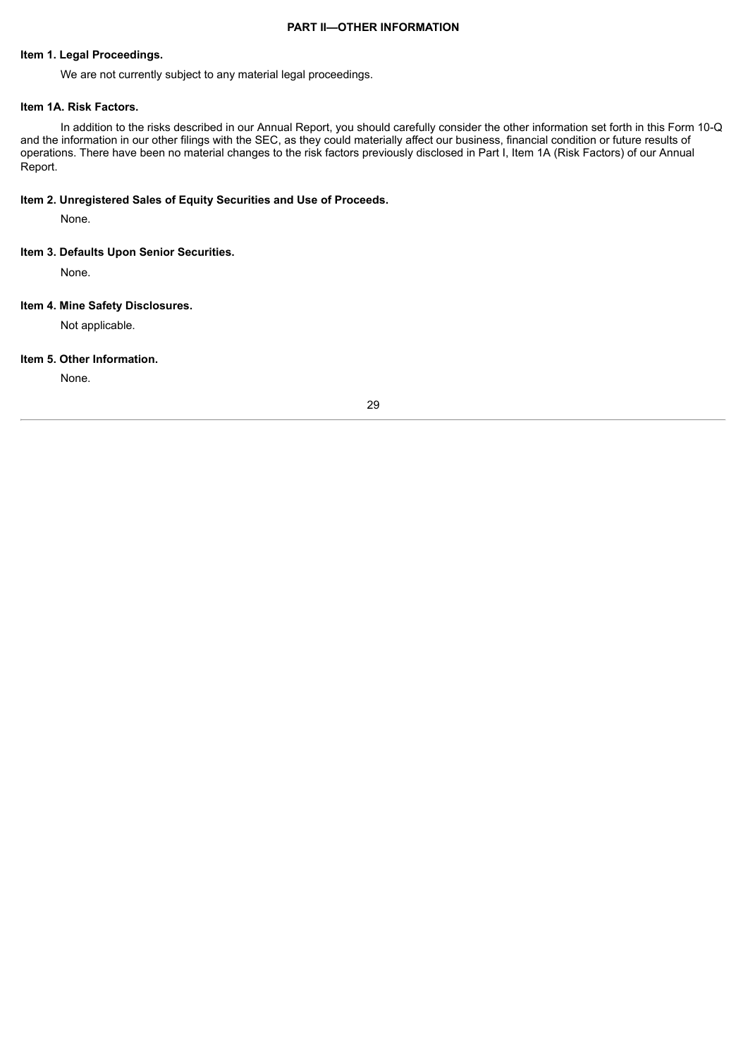# PART II—OTHER INFORMATION

## Item 1. Legal Proceedings.

We are not currently subject to any material legal proceedings.

## Item 1A. Risk Factors.

In addition to the risks described in our Annual Report, you should carefully consider the other information set forth in this Form 10-Q and the information in our other filings with the SEC, as they could materially affect our business, financial condition or future results of operations. There have been no material changes to the risk factors previously disclosed in Part I, Item 1A (Risk Factors) of our Annual Report.

## Item 2. Unregistered Sales of Equity Securities and Use of Proceeds.

None.

## Item 3. Defaults Upon Senior Securities.

None.

## Item 4. Mine Safety Disclosures.

Not applicable.

## Item 5. Other Information.

None.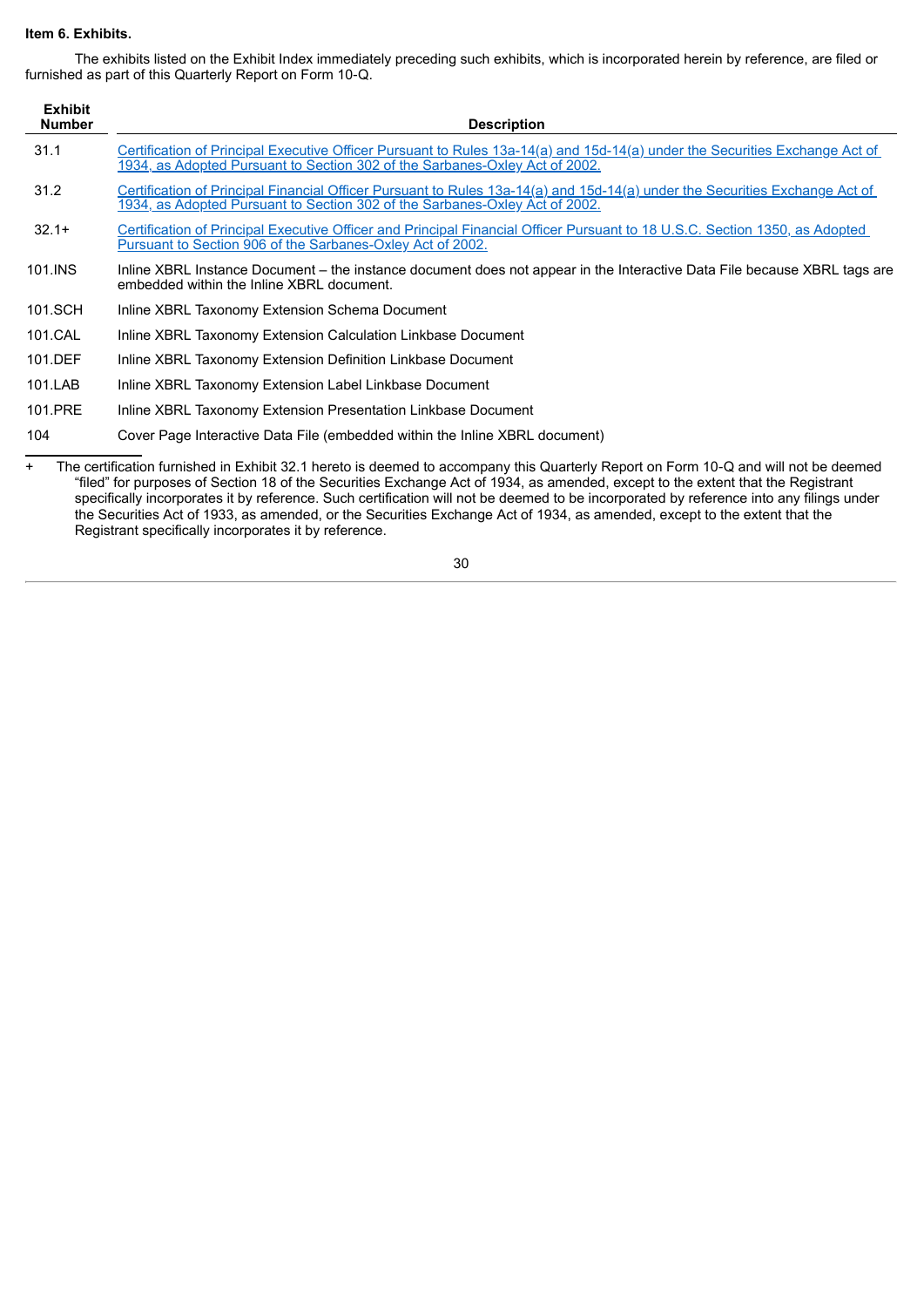**Item 6. Exhibits.**

The exhibits listed on the Exhibit Index immediately preceding such exhibits, which is incorporated herein by reference, are filed or furnished as part of this Quarterly Report on Form 10-Q.

| Exhibit Number | Description |
|---|---|
| 31.1 | Certification of Principal Executive Officer Pursuant to Rules 13a-14(a) and 15d-14(a) under the Securities Exchange Act of 1934, as Adopted Pursuant to Section 302 of the Sarbanes-Oxley Act of 2002. |
| 31.2 | Certification of Principal Financial Officer Pursuant to Rules 13a-14(a) and 15d-14(a) under the Securities Exchange Act of 1934, as Adopted Pursuant to Section 302 of the Sarbanes-Oxley Act of 2002. |
| 32.1+ | Certification of Principal Executive Officer and Principal Financial Officer Pursuant to 18 U.S.C. Section 1350, as Adopted Pursuant to Section 906 of the Sarbanes-Oxley Act of 2002. |
| 101.INS | Inline XBRL Instance Document – the instance document does not appear in the Interactive Data File because XBRL tags are embedded within the Inline XBRL document. |
| 101.SCH | Inline XBRL Taxonomy Extension Schema Document |
| 101.CAL | Inline XBRL Taxonomy Extension Calculation Linkbase Document |
| 101.DEF | Inline XBRL Taxonomy Extension Definition Linkbase Document |
| 101.LAB | Inline XBRL Taxonomy Extension Label Linkbase Document |
| 101.PRE | Inline XBRL Taxonomy Extension Presentation Linkbase Document |
| 104 | Cover Page Interactive Data File (embedded within the Inline XBRL document) |

+ The certification furnished in Exhibit 32.1 hereto is deemed to accompany this Quarterly Report on Form 10-Q and will not be deemed "filed" for purposes of Section 18 of the Securities Exchange Act of 1934, as amended, except to the extent that the Registrant specifically incorporates it by reference. Such certification will not be deemed to be incorporated by reference into any filings under the Securities Act of 1933, as amended, or the Securities Exchange Act of 1934, as amended, except to the extent that the Registrant specifically incorporates it by reference.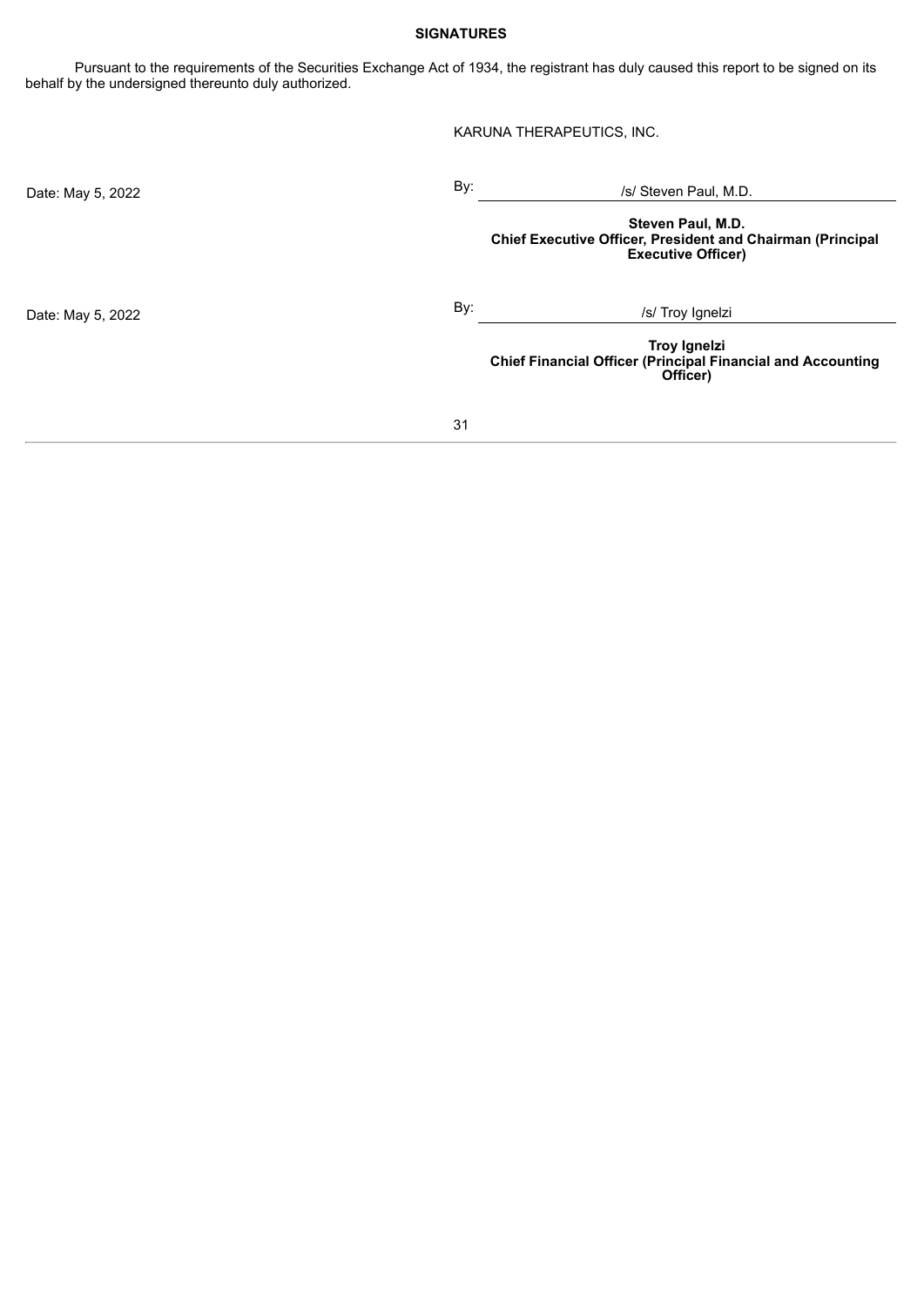**SIGNATURES**

Pursuant to the requirements of the Securities Exchange Act of 1934, the registrant has duly caused this report to be signed on its behalf by the undersigned thereunto duly authorized.

KARUNA THERAPEUTICS, INC.

Date: May 5, 2022

By: /s/ Steven Paul, M.D.

**Steven Paul, M.D.**
**Chief Executive Officer, President and Chairman (Principal Executive Officer)**

Date: May 5, 2022

By: /s/ Troy Ignelzi

**Troy Ignelzi**
**Chief Financial Officer (Principal Financial and Accounting Officer)**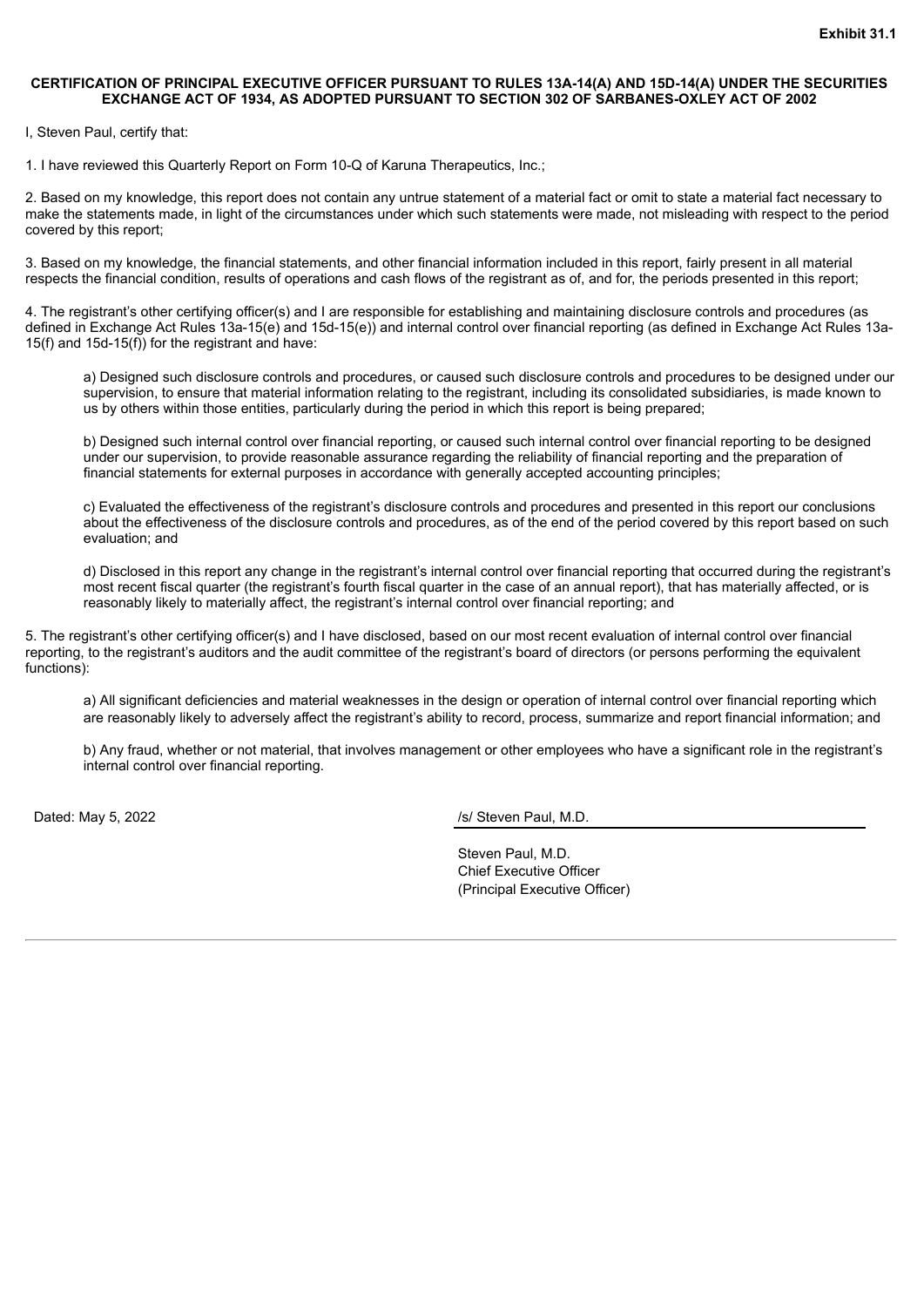**Exhibit 31.1**

**CERTIFICATION OF PRINCIPAL EXECUTIVE OFFICER PURSUANT TO RULES 13A-14(A) AND 15D-14(A) UNDER THE SECURITIES EXCHANGE ACT OF 1934, AS ADOPTED PURSUANT TO SECTION 302 OF SARBANES-OXLEY ACT OF 2002**

I, Steven Paul, certify that:

1. I have reviewed this Quarterly Report on Form 10-Q of Karuna Therapeutics, Inc.;

2. Based on my knowledge, this report does not contain any untrue statement of a material fact or omit to state a material fact necessary to make the statements made, in light of the circumstances under which such statements were made, not misleading with respect to the period covered by this report;

3. Based on my knowledge, the financial statements, and other financial information included in this report, fairly present in all material respects the financial condition, results of operations and cash flows of the registrant as of, and for, the periods presented in this report;

4. The registrant's other certifying officer(s) and I are responsible for establishing and maintaining disclosure controls and procedures (as defined in Exchange Act Rules 13a-15(e) and 15d-15(e)) and internal control over financial reporting (as defined in Exchange Act Rules 13a-15(f) and 15d-15(f)) for the registrant and have:

   a) Designed such disclosure controls and procedures, or caused such disclosure controls and procedures to be designed under our supervision, to ensure that material information relating to the registrant, including its consolidated subsidiaries, is made known to us by others within those entities, particularly during the period in which this report is being prepared;

   b) Designed such internal control over financial reporting, or caused such internal control over financial reporting to be designed under our supervision, to provide reasonable assurance regarding the reliability of financial reporting and the preparation of financial statements for external purposes in accordance with generally accepted accounting principles;

   c) Evaluated the effectiveness of the registrant's disclosure controls and procedures and presented in this report our conclusions about the effectiveness of the disclosure controls and procedures, as of the end of the period covered by this report based on such evaluation; and

   d) Disclosed in this report any change in the registrant's internal control over financial reporting that occurred during the registrant's most recent fiscal quarter (the registrant's fourth fiscal quarter in the case of an annual report), that has materially affected, or is reasonably likely to materially affect, the registrant's internal control over financial reporting; and

5. The registrant's other certifying officer(s) and I have disclosed, based on our most recent evaluation of internal control over financial reporting, to the registrant's auditors and the audit committee of the registrant's board of directors (or persons performing the equivalent functions):

   a) All significant deficiencies and material weaknesses in the design or operation of internal control over financial reporting which are reasonably likely to adversely affect the registrant's ability to record, process, summarize and report financial information; and

   b) Any fraud, whether or not material, that involves management or other employees who have a significant role in the registrant's internal control over financial reporting.

Dated: May 5, 2022

/s/ Steven Paul, M.D.

Steven Paul, M.D.
Chief Executive Officer
(Principal Executive Officer)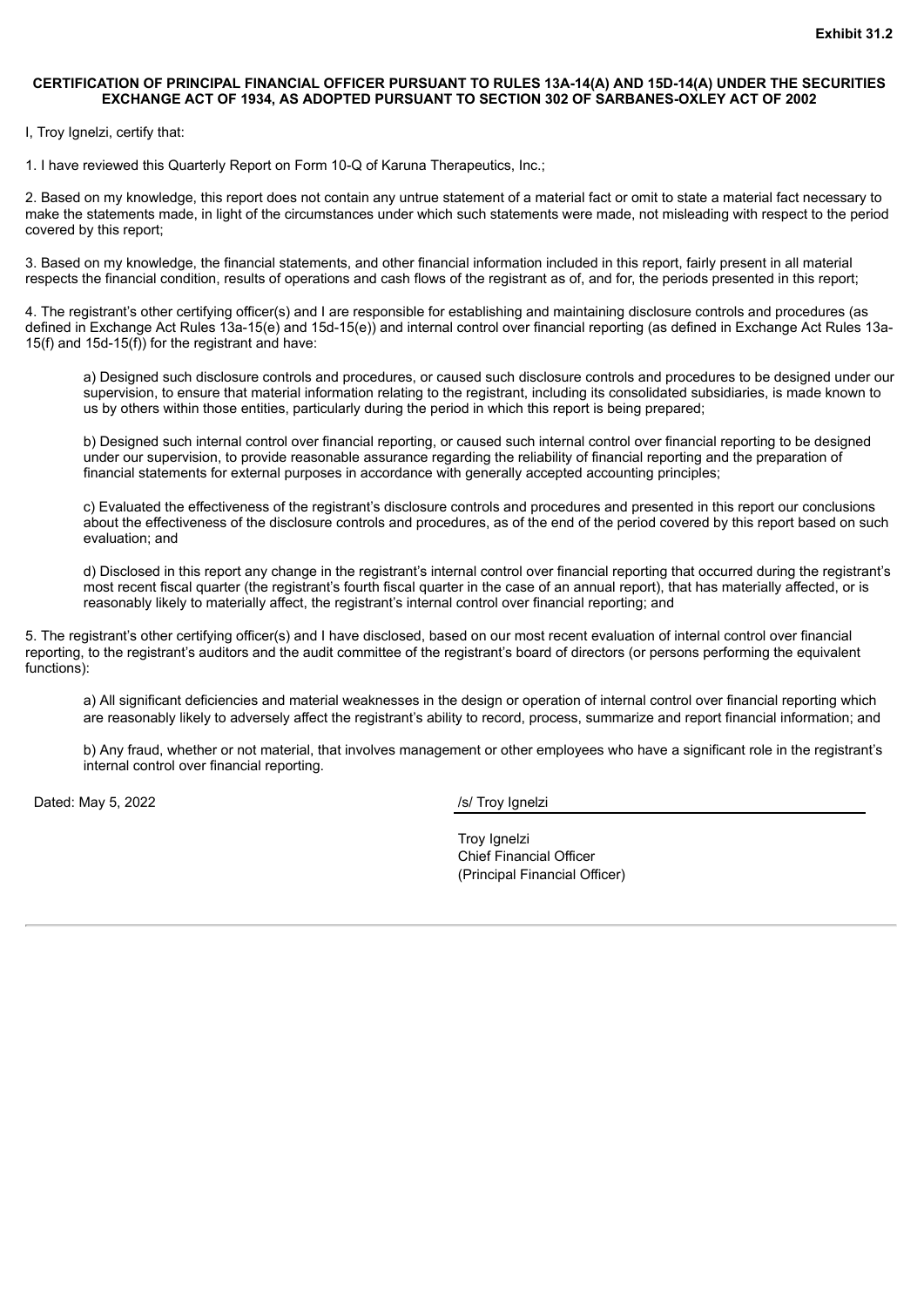**Exhibit 31.2**

**CERTIFICATION OF PRINCIPAL FINANCIAL OFFICER PURSUANT TO RULES 13A-14(A) AND 15D-14(A) UNDER THE SECURITIES EXCHANGE ACT OF 1934, AS ADOPTED PURSUANT TO SECTION 302 OF SARBANES-OXLEY ACT OF 2002**

I, Troy Ignelzi, certify that:

1. I have reviewed this Quarterly Report on Form 10-Q of Karuna Therapeutics, Inc.;

2. Based on my knowledge, this report does not contain any untrue statement of a material fact or omit to state a material fact necessary to make the statements made, in light of the circumstances under which such statements were made, not misleading with respect to the period covered by this report;

3. Based on my knowledge, the financial statements, and other financial information included in this report, fairly present in all material respects the financial condition, results of operations and cash flows of the registrant as of, and for, the periods presented in this report;

4. The registrant's other certifying officer(s) and I are responsible for establishing and maintaining disclosure controls and procedures (as defined in Exchange Act Rules 13a-15(e) and 15d-15(e)) and internal control over financial reporting (as defined in Exchange Act Rules 13a-15(f) and 15d-15(f)) for the registrant and have:

a) Designed such disclosure controls and procedures, or caused such disclosure controls and procedures to be designed under our supervision, to ensure that material information relating to the registrant, including its consolidated subsidiaries, is made known to us by others within those entities, particularly during the period in which this report is being prepared;

b) Designed such internal control over financial reporting, or caused such internal control over financial reporting to be designed under our supervision, to provide reasonable assurance regarding the reliability of financial reporting and the preparation of financial statements for external purposes in accordance with generally accepted accounting principles;

c) Evaluated the effectiveness of the registrant's disclosure controls and procedures and presented in this report our conclusions about the effectiveness of the disclosure controls and procedures, as of the end of the period covered by this report based on such evaluation; and

d) Disclosed in this report any change in the registrant's internal control over financial reporting that occurred during the registrant's most recent fiscal quarter (the registrant's fourth fiscal quarter in the case of an annual report), that has materially affected, or is reasonably likely to materially affect, the registrant's internal control over financial reporting; and

5. The registrant's other certifying officer(s) and I have disclosed, based on our most recent evaluation of internal control over financial reporting, to the registrant's auditors and the audit committee of the registrant's board of directors (or persons performing the equivalent functions):

a) All significant deficiencies and material weaknesses in the design or operation of internal control over financial reporting which are reasonably likely to adversely affect the registrant's ability to record, process, summarize and report financial information; and

b) Any fraud, whether or not material, that involves management or other employees who have a significant role in the registrant's internal control over financial reporting.

Dated: May 5, 2022

/s/ Troy Ignelzi

Troy Ignelzi
Chief Financial Officer
(Principal Financial Officer)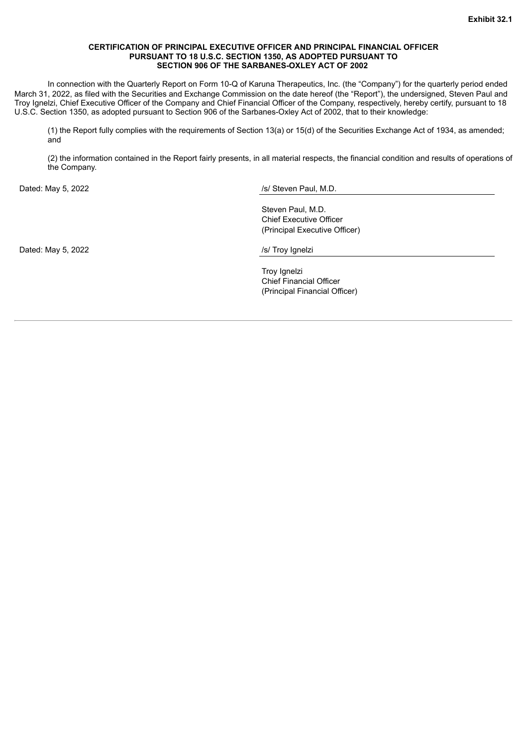**Exhibit 32.1**

**CERTIFICATION OF PRINCIPAL EXECUTIVE OFFICER AND PRINCIPAL FINANCIAL OFFICER PURSUANT TO 18 U.S.C. SECTION 1350, AS ADOPTED PURSUANT TO SECTION 906 OF THE SARBANES-OXLEY ACT OF 2002**

In connection with the Quarterly Report on Form 10-Q of Karuna Therapeutics, Inc. (the "Company") for the quarterly period ended March 31, 2022, as filed with the Securities and Exchange Commission on the date hereof (the "Report"), the undersigned, Steven Paul and Troy Ignelzi, Chief Executive Officer of the Company and Chief Financial Officer of the Company, respectively, hereby certify, pursuant to 18 U.S.C. Section 1350, as adopted pursuant to Section 906 of the Sarbanes-Oxley Act of 2002, that to their knowledge:

(1) the Report fully complies with the requirements of Section 13(a) or 15(d) of the Securities Exchange Act of 1934, as amended; and

(2) the information contained in the Report fairly presents, in all material respects, the financial condition and results of operations of the Company.

Dated: May 5, 2022

/s/ Steven Paul, M.D.

Steven Paul, M.D.
Chief Executive Officer
(Principal Executive Officer)

Dated: May 5, 2022

/s/ Troy Ignelzi

Troy Ignelzi
Chief Financial Officer
(Principal Financial Officer)